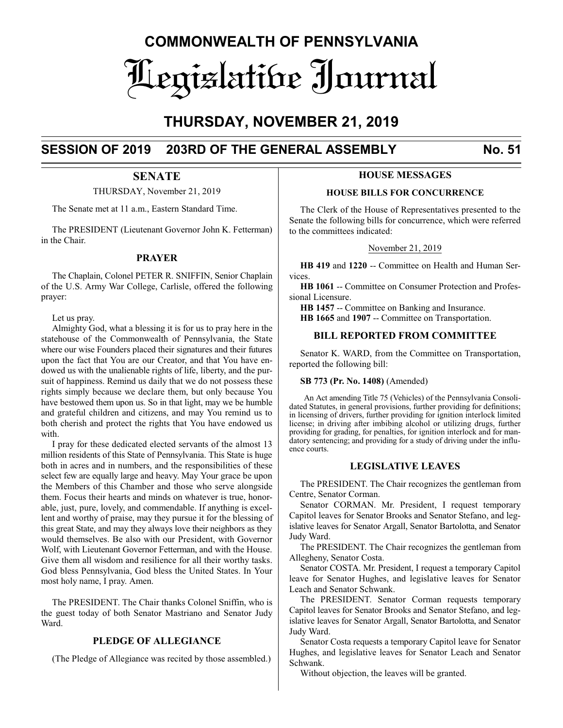# COMMONWEALTH OF PENNSYLVANIA

# Legislative Journal

## THURSDAY, NOVEMBER 21, 2019

## SESSION OF 2019 203RD OF THE GENERAL ASSEMBLY No. 51

### SENATE

THURSDAY, November 21, 2019

The Senate met at 11 a.m., Eastern Standard Time.

The PRESIDENT (Lieutenant Governor John K. Fetterman) in the Chair.

### PRAYER

The Chaplain, Colonel PETER R. SNIFFIN, Senior Chaplain of the U.S. Army War College, Carlisle, offered the following prayer:

Let us pray.

Almighty God, what a blessing it is for us to pray here in the statehouse of the Commonwealth of Pennsylvania, the State where our wise Founders placed their signatures and their futures upon the fact that You are our Creator, and that You have endowed us with the unalienable rights of life, liberty, and the pursuit of happiness. Remind us daily that we do not possess these rights simply because we declare them, but only because You have bestowed them upon us. So in that light, may we be humble and grateful children and citizens, and may You remind us to both cherish and protect the rights that You have endowed us with.

I pray for these dedicated elected servants of the almost 13 million residents of this State of Pennsylvania. This State is huge both in acres and in numbers, and the responsibilities of these select few are equally large and heavy. May Your grace be upon the Members of this Chamber and those who serve alongside them. Focus their hearts and minds on whatever is true, honorable, just, pure, lovely, and commendable. If anything is excellent and worthy of praise, may they pursue it for the blessing of this great State, and may they always love their neighbors as they would themselves. Be also with our President, with Governor Wolf, with Lieutenant Governor Fetterman, and with the House. Give them all wisdom and resilience for all their worthy tasks. God bless Pennsylvania, God bless the United States. In Your most holy name, I pray. Amen.

The PRESIDENT. The Chair thanks Colonel Sniffin, who is the guest today of both Senator Mastriano and Senator Judy Ward.

### PLEDGE OF ALLEGIANCE

(The Pledge of Allegiance was recited by those assembled.)

### HOUSE MESSAGES

#### HOUSE BILLS FOR CONCURRENCE

The Clerk of the House of Representatives presented to the Senate the following bills for concurrence, which were referred to the committees indicated:

November 21, 2019

**HB 419** and **1220** -- Committee on Health and Human Services.

**HB 1061** -- Committee on Consumer Protection and Professional Licensure.

**HB 1457** -- Committee on Banking and Insurance.

**HB 1665** and **1907** -- Committee on Transportation.

### BILL REPORTED FROM COMMITTEE

Senator K. WARD, from the Committee on Transportation, reported the following bill:

**SB 773 (Pr. No. 1408)** (Amended)

An Act amending Title 75 (Vehicles) of the Pennsylvania Consolidated Statutes, in general provisions, further providing for definitions; in licensing of drivers, further providing for ignition interlock limited license; in driving after imbibing alcohol or utilizing drugs, further providing for grading, for penalties, for ignition interlock and for mandatory sentencing; and providing for a study of driving under the influence courts.

### LEGISLATIVE LEAVES

The PRESIDENT. The Chair recognizes the gentleman from Centre, Senator Corman.

Senator CORMAN. Mr. President, I request temporary Capitol leaves for Senator Brooks and Senator Stefano, and legislative leaves for Senator Argall, Senator Bartolotta, and Senator Judy Ward.

The PRESIDENT. The Chair recognizes the gentleman from Allegheny, Senator Costa.

Senator COSTA. Mr. President, I request a temporary Capitol leave for Senator Hughes, and legislative leaves for Senator Leach and Senator Schwank.

The PRESIDENT. Senator Corman requests temporary Capitol leaves for Senator Brooks and Senator Stefano, and legislative leaves for Senator Argall, Senator Bartolotta, and Senator Judy Ward.

Senator Costa requests a temporary Capitol leave for Senator Hughes, and legislative leaves for Senator Leach and Senator Schwank.

Without objection, the leaves will be granted.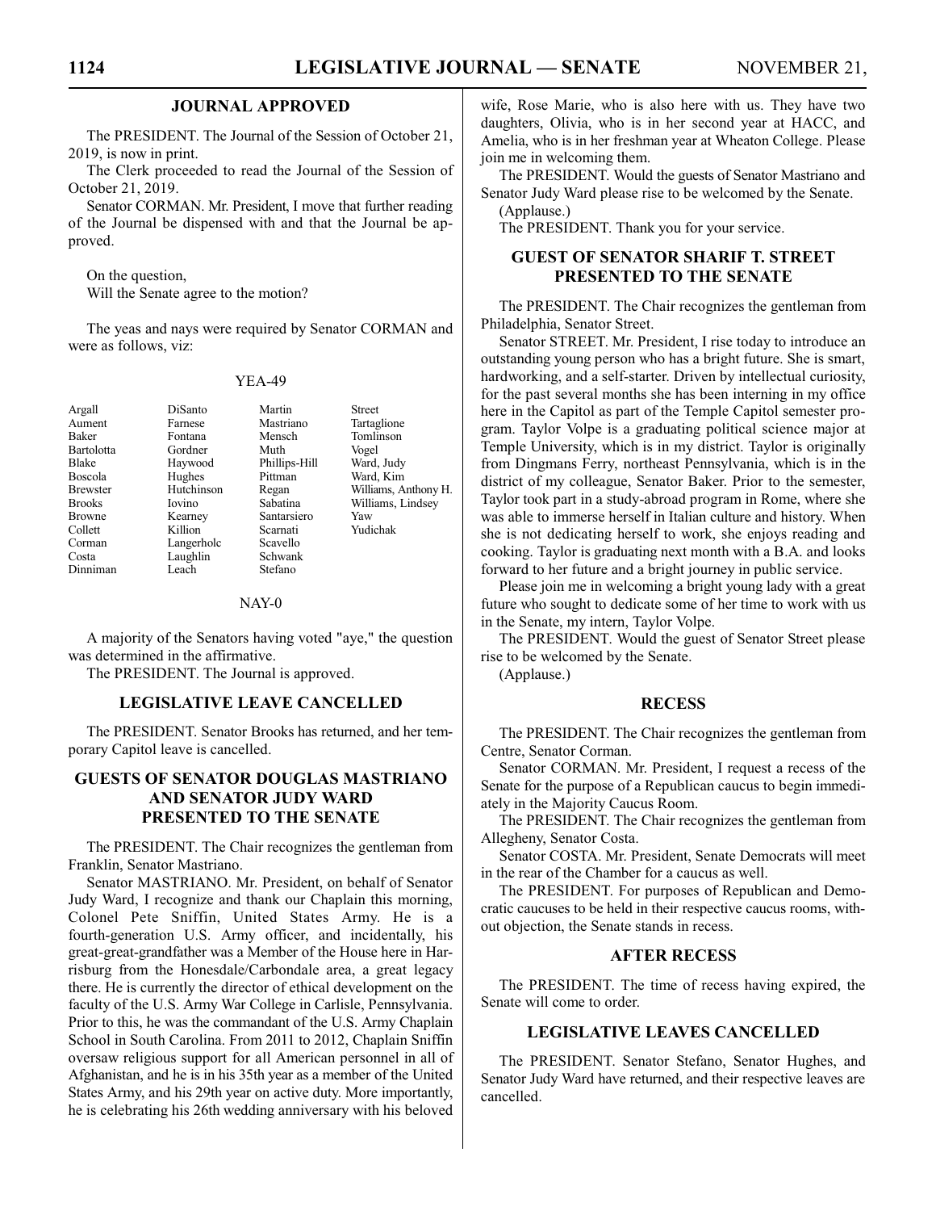## JOURNAL APPROVED

The PRESIDENT. The Journal of the Session of October 21, 2019, is now in print.

The Clerk proceeded to read the Journal of the Session of October 21, 2019.

Senator CORMAN. Mr. President, I move that further reading of the Journal be dispensed with and that the Journal be approved.

On the question,
Will the Senate agree to the motion?

The yeas and nays were required by Senator CORMAN and were as follows, viz:

YEA-49

| | | | |
|---|---|---|---|
| Argall | DiSanto | Martin | Street |
| Aument | Farnese | Mastriano | Tartaglione |
| Baker | Fontana | Mensch | Tomlinson |
| Bartolotta | Gordner | Muth | Vogel |
| Blake | Haywood | Phillips-Hill | Ward, Judy |
| Boscola | Hughes | Pittman | Ward, Kim |
| Brewster | Hutchinson | Regan | Williams, Anthony H. |
| Brooks | Iovino | Sabatina | Williams, Lindsey |
| Browne | Kearney | Santarsiero | Yaw |
| Collett | Killion | Scarnati | Yudichak |
| Corman | Langerholc | Scavello | |
| Costa | Laughlin | Schwank | |
| Dinniman | Leach | Stefano | |

NAY-0

A majority of the Senators having voted "aye," the question was determined in the affirmative.

The PRESIDENT. The Journal is approved.

## LEGISLATIVE LEAVE CANCELLED

The PRESIDENT. Senator Brooks has returned, and her temporary Capitol leave is cancelled.

## GUESTS OF SENATOR DOUGLAS MASTRIANO AND SENATOR JUDY WARD PRESENTED TO THE SENATE

The PRESIDENT. The Chair recognizes the gentleman from Franklin, Senator Mastriano.

Senator MASTRIANO. Mr. President, on behalf of Senator Judy Ward, I recognize and thank our Chaplain this morning, Colonel Pete Sniffin, United States Army. He is a fourth-generation U.S. Army officer, and incidentally, his great-great-grandfather was a Member of the House here in Harrisburg from the Honesdale/Carbondale area, a great legacy there. He is currently the director of ethical development on the faculty of the U.S. Army War College in Carlisle, Pennsylvania. Prior to this, he was the commandant of the U.S. Army Chaplain School in South Carolina. From 2011 to 2012, Chaplain Sniffin oversaw religious support for all American personnel in all of Afghanistan, and he is in his 35th year as a member of the United States Army, and his 29th year on active duty. More importantly, he is celebrating his 26th wedding anniversary with his beloved wife, Rose Marie, who is also here with us. They have two daughters, Olivia, who is in her second year at HACC, and Amelia, who is in her freshman year at Wheaton College. Please join me in welcoming them.

The PRESIDENT. Would the guests of Senator Mastriano and Senator Judy Ward please rise to be welcomed by the Senate.

(Applause.)

The PRESIDENT. Thank you for your service.

## GUEST OF SENATOR SHARIF T. STREET PRESENTED TO THE SENATE

The PRESIDENT. The Chair recognizes the gentleman from Philadelphia, Senator Street.

Senator STREET. Mr. President, I rise today to introduce an outstanding young person who has a bright future. She is smart, hardworking, and a self-starter. Driven by intellectual curiosity, for the past several months she has been interning in my office here in the Capitol as part of the Temple Capitol semester program. Taylor Volpe is a graduating political science major at Temple University, which is in my district. Taylor is originally from Dingmans Ferry, northeast Pennsylvania, which is in the district of my colleague, Senator Baker. Prior to the semester, Taylor took part in a study-abroad program in Rome, where she was able to immerse herself in Italian culture and history. When she is not dedicating herself to work, she enjoys reading and cooking. Taylor is graduating next month with a B.A. and looks forward to her future and a bright journey in public service.

Please join me in welcoming a bright young lady with a great future who sought to dedicate some of her time to work with us in the Senate, my intern, Taylor Volpe.

The PRESIDENT. Would the guest of Senator Street please rise to be welcomed by the Senate.

(Applause.)

## RECESS

The PRESIDENT. The Chair recognizes the gentleman from Centre, Senator Corman.

Senator CORMAN. Mr. President, I request a recess of the Senate for the purpose of a Republican caucus to begin immediately in the Majority Caucus Room.

The PRESIDENT. The Chair recognizes the gentleman from Allegheny, Senator Costa.

Senator COSTA. Mr. President, Senate Democrats will meet in the rear of the Chamber for a caucus as well.

The PRESIDENT. For purposes of Republican and Democratic caucuses to be held in their respective caucus rooms, without objection, the Senate stands in recess.

## AFTER RECESS

The PRESIDENT. The time of recess having expired, the Senate will come to order.

## LEGISLATIVE LEAVES CANCELLED

The PRESIDENT. Senator Stefano, Senator Hughes, and Senator Judy Ward have returned, and their respective leaves are cancelled.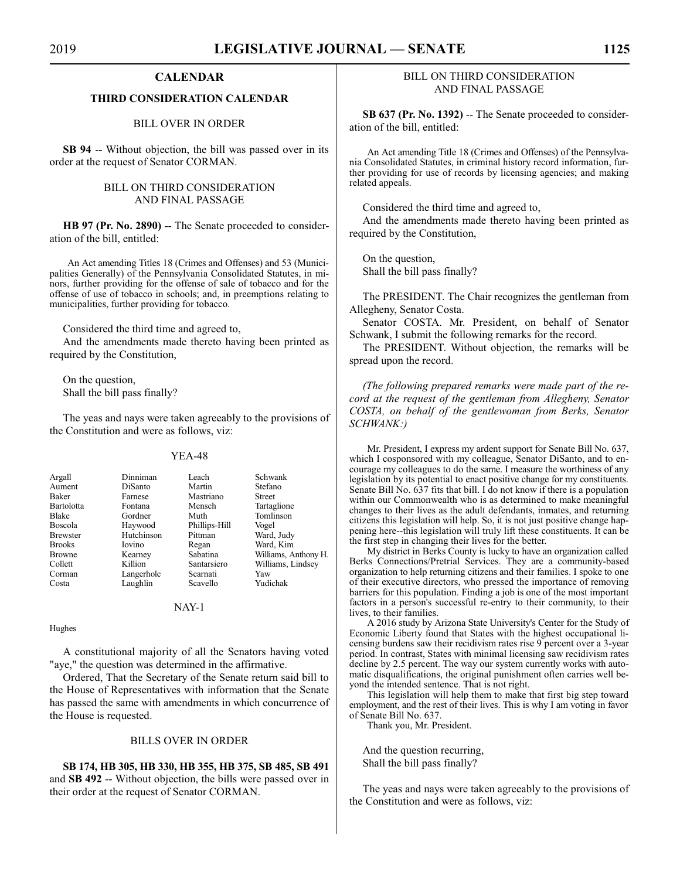## CALENDAR

### THIRD CONSIDERATION CALENDAR

BILL OVER IN ORDER

**SB 94** -- Without objection, the bill was passed over in its order at the request of Senator CORMAN.

BILL ON THIRD CONSIDERATION AND FINAL PASSAGE

**HB 97 (Pr. No. 2890)** -- The Senate proceeded to consideration of the bill, entitled:

An Act amending Titles 18 (Crimes and Offenses) and 53 (Municipalities Generally) of the Pennsylvania Consolidated Statutes, in minors, further providing for the offense of sale of tobacco and for the offense of use of tobacco in schools; and, in preemptions relating to municipalities, further providing for tobacco.

Considered the third time and agreed to,

And the amendments made thereto having been printed as required by the Constitution,

On the question,
Shall the bill pass finally?

The yeas and nays were taken agreeably to the provisions of the Constitution and were as follows, viz:

YEA-48

| | | | |
|---|---|---|---|
| Argall | Dinniman | Leach | Schwank |
| Aument | DiSanto | Martin | Stefano |
| Baker | Farnese | Mastriano | Street |
| Bartolotta | Fontana | Mensch | Tartaglione |
| Blake | Gordner | Muth | Tomlinson |
| Boscola | Haywood | Phillips-Hill | Vogel |
| Brewster | Hutchinson | Pittman | Ward, Judy |
| Brooks | Iovino | Regan | Ward, Kim |
| Browne | Kearney | Sabatina | Williams, Anthony H. |
| Collett | Killion | Santarsiero | Williams, Lindsey |
| Corman | Langerholc | Scarnati | Yaw |
| Costa | Laughlin | Scavello | Yudichak |

NAY-1

Hughes

A constitutional majority of all the Senators having voted "aye," the question was determined in the affirmative.

Ordered, That the Secretary of the Senate return said bill to the House of Representatives with information that the Senate has passed the same with amendments in which concurrence of the House is requested.

BILLS OVER IN ORDER

**SB 174, HB 305, HB 330, HB 355, HB 375, SB 485, SB 491** and **SB 492** -- Without objection, the bills were passed over in their order at the request of Senator CORMAN.

BILL ON THIRD CONSIDERATION AND FINAL PASSAGE

**SB 637 (Pr. No. 1392)** -- The Senate proceeded to consideration of the bill, entitled:

An Act amending Title 18 (Crimes and Offenses) of the Pennsylvania Consolidated Statutes, in criminal history record information, further providing for use of records by licensing agencies; and making related appeals.

Considered the third time and agreed to,

And the amendments made thereto having been printed as required by the Constitution,

On the question,
Shall the bill pass finally?

The PRESIDENT. The Chair recognizes the gentleman from Allegheny, Senator Costa.

Senator COSTA. Mr. President, on behalf of Senator Schwank, I submit the following remarks for the record.

The PRESIDENT. Without objection, the remarks will be spread upon the record.

*(The following prepared remarks were made part of the record at the request of the gentleman from Allegheny, Senator COSTA, on behalf of the gentlewoman from Berks, Senator SCHWANK:)*

Mr. President, I express my ardent support for Senate Bill No. 637, which I cosponsored with my colleague, Senator DiSanto, and to encourage my colleagues to do the same. I measure the worthiness of any legislation by its potential to enact positive change for my constituents. Senate Bill No. 637 fits that bill. I do not know if there is a population within our Commonwealth who is as determined to make meaningful changes to their lives as the adult defendants, inmates, and returning citizens this legislation will help. So, it is not just positive change happening here--this legislation will truly lift these constituents. It can be the first step in changing their lives for the better.

My district in Berks County is lucky to have an organization called Berks Connections/Pretrial Services. They are a community-based organization to help returning citizens and their families. I spoke to one of their executive directors, who pressed the importance of removing barriers for this population. Finding a job is one of the most important factors in a person's successful re-entry to their community, to their lives, to their families.

A 2016 study by Arizona State University's Center for the Study of Economic Liberty found that States with the highest occupational licensing burdens saw their recidivism rates rise 9 percent over a 3-year period. In contrast, States with minimal licensing saw recidivism rates decline by 2.5 percent. The way our system currently works with automatic disqualifications, the original punishment often carries well beyond the intended sentence. That is not right.

This legislation will help them to make that first big step toward employment, and the rest of their lives. This is why I am voting in favor of Senate Bill No. 637.

Thank you, Mr. President.

And the question recurring,
Shall the bill pass finally?

The yeas and nays were taken agreeably to the provisions of the Constitution and were as follows, viz: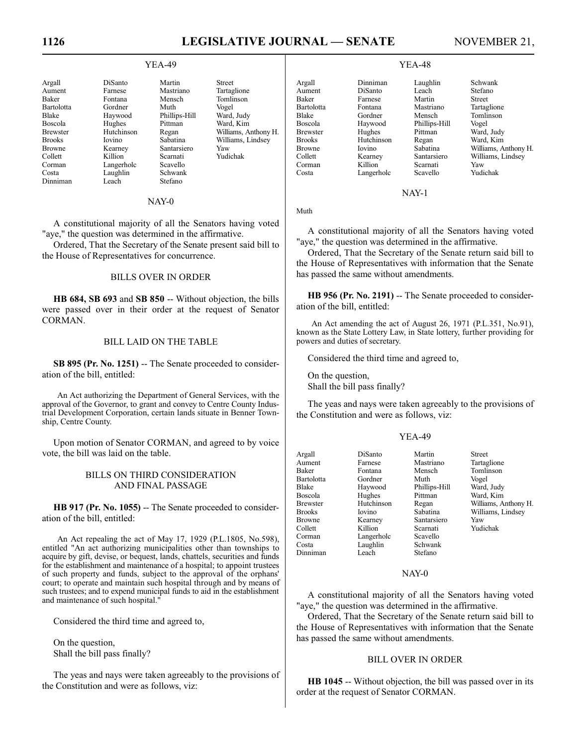YEA-49

| | | | |
|---|---|---|---|
| Argall | DiSanto | Martin | Street |
| Aument | Farnese | Mastriano | Tartaglione |
| Baker | Fontana | Mensch | Tomlinson |
| Bartolotta | Gordner | Muth | Vogel |
| Blake | Haywood | Phillips-Hill | Ward, Judy |
| Boscola | Hughes | Pittman | Ward, Kim |
| Brewster | Hutchinson | Regan | Williams, Anthony H. |
| Brooks | Iovino | Sabatina | Williams, Lindsey |
| Browne | Kearney | Santarsiero | Yaw |
| Collett | Killion | Scarnati | Yudichak |
| Corman | Langerholc | Scavello | |
| Costa | Laughlin | Schwank | |
| Dinniman | Leach | Stefano | |

NAY-0

A constitutional majority of all the Senators having voted "aye," the question was determined in the affirmative.

Ordered, That the Secretary of the Senate present said bill to the House of Representatives for concurrence.

## BILLS OVER IN ORDER

**HB 684, SB 693** and **SB 850** -- Without objection, the bills were passed over in their order at the request of Senator CORMAN.

## BILL LAID ON THE TABLE

**SB 895 (Pr. No. 1251)** -- The Senate proceeded to consideration of the bill, entitled:

An Act authorizing the Department of General Services, with the approval of the Governor, to grant and convey to Centre County Industrial Development Corporation, certain lands situate in Benner Township, Centre County.

Upon motion of Senator CORMAN, and agreed to by voice vote, the bill was laid on the table.

## BILLS ON THIRD CONSIDERATION AND FINAL PASSAGE

**HB 917 (Pr. No. 1055)** -- The Senate proceeded to consideration of the bill, entitled:

An Act repealing the act of May 17, 1929 (P.L.1805, No.598), entitled "An act authorizing municipalities other than townships to acquire by gift, devise, or bequest, lands, chattels, securities and funds for the establishment and maintenance of a hospital; to appoint trustees of such property and funds, subject to the approval of the orphans' court; to operate and maintain such hospital through and by means of such trustees; and to expend municipal funds to aid in the establishment and maintenance of such hospital."

Considered the third time and agreed to,

On the question,
Shall the bill pass finally?

The yeas and nays were taken agreeably to the provisions of the Constitution and were as follows, viz:

YEA-48

| | | | |
|---|---|---|---|
| Argall | Dinniman | Laughlin | Schwank |
| Aument | DiSanto | Leach | Stefano |
| Baker | Farnese | Martin | Street |
| Bartolotta | Fontana | Mastriano | Tartaglione |
| Blake | Gordner | Mensch | Tomlinson |
| Boscola | Haywood | Phillips-Hill | Vogel |
| Brewster | Hughes | Pittman | Ward, Judy |
| Brooks | Hutchinson | Regan | Ward, Kim |
| Browne | Iovino | Sabatina | Williams, Anthony H. |
| Collett | Kearney | Santarsiero | Williams, Lindsey |
| Corman | Killion | Scarnati | Yaw |
| Costa | Langerholc | Scavello | Yudichak |

NAY-1

Muth

A constitutional majority of all the Senators having voted "aye," the question was determined in the affirmative.

Ordered, That the Secretary of the Senate return said bill to the House of Representatives with information that the Senate has passed the same without amendments.

**HB 956 (Pr. No. 2191)** -- The Senate proceeded to consideration of the bill, entitled:

An Act amending the act of August 26, 1971 (P.L.351, No.91), known as the State Lottery Law, in State lottery, further providing for powers and duties of secretary.

Considered the third time and agreed to,

On the question,
Shall the bill pass finally?

The yeas and nays were taken agreeably to the provisions of the Constitution and were as follows, viz:

YEA-49

| | | | |
|---|---|---|---|
| Argall | DiSanto | Martin | Street |
| Aument | Farnese | Mastriano | Tartaglione |
| Baker | Fontana | Mensch | Tomlinson |
| Bartolotta | Gordner | Muth | Vogel |
| Blake | Haywood | Phillips-Hill | Ward, Judy |
| Boscola | Hughes | Pittman | Ward, Kim |
| Brewster | Hutchinson | Regan | Williams, Anthony H. |
| Brooks | Iovino | Sabatina | Williams, Lindsey |
| Browne | Kearney | Santarsiero | Yaw |
| Collett | Killion | Scarnati | Yudichak |
| Corman | Langerholc | Scavello | |
| Costa | Laughlin | Schwank | |
| Dinniman | Leach | Stefano | |

NAY-0

A constitutional majority of all the Senators having voted "aye," the question was determined in the affirmative.

Ordered, That the Secretary of the Senate return said bill to the House of Representatives with information that the Senate has passed the same without amendments.

## BILL OVER IN ORDER

**HB 1045** -- Without objection, the bill was passed over in its order at the request of Senator CORMAN.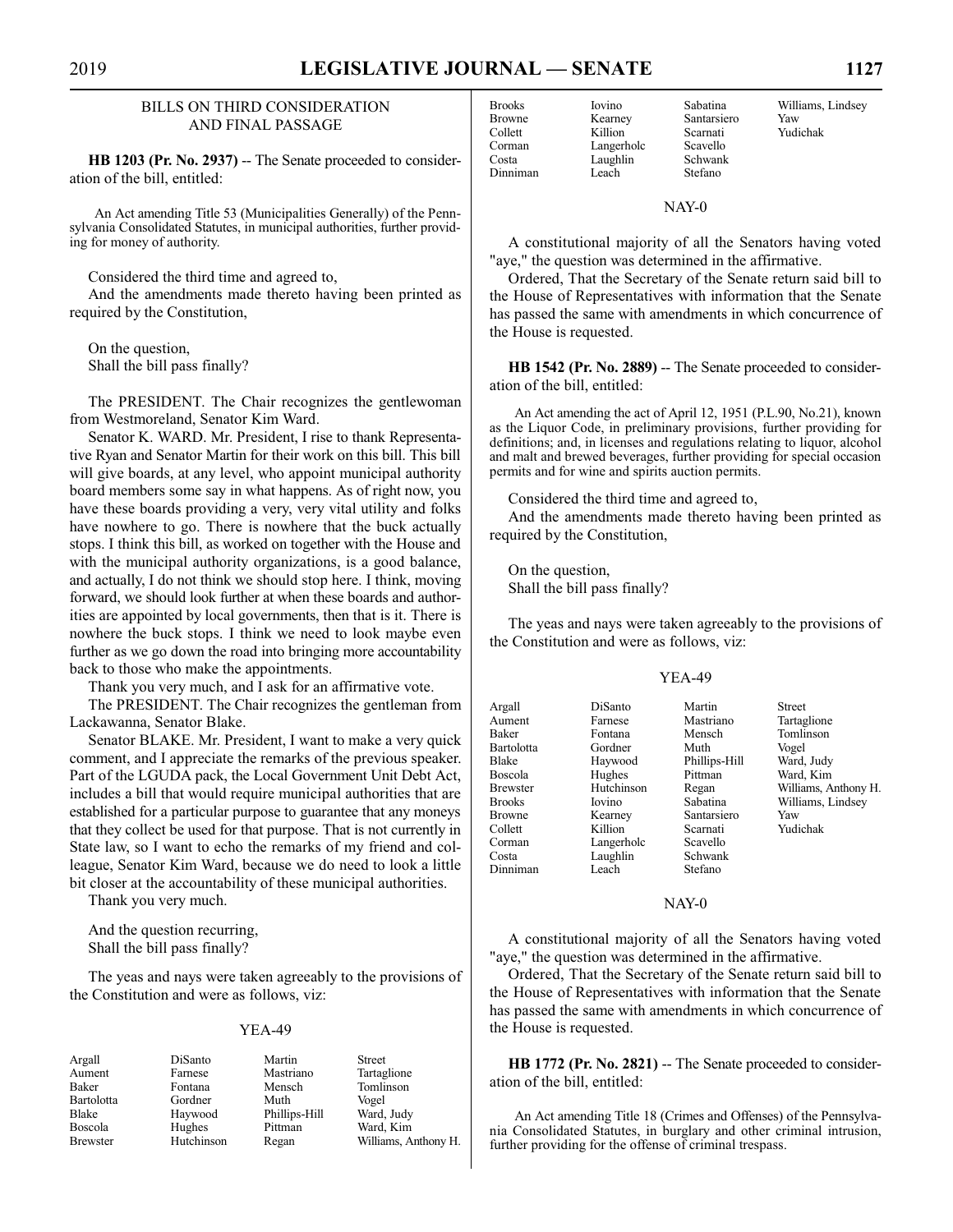## BILLS ON THIRD CONSIDERATION AND FINAL PASSAGE

**HB 1203 (Pr. No. 2937)** -- The Senate proceeded to consideration of the bill, entitled:

An Act amending Title 53 (Municipalities Generally) of the Pennsylvania Consolidated Statutes, in municipal authorities, further providing for money of authority.

Considered the third time and agreed to,

And the amendments made thereto having been printed as required by the Constitution,

On the question,
Shall the bill pass finally?

The PRESIDENT. The Chair recognizes the gentlewoman from Westmoreland, Senator Kim Ward.

Senator K. WARD. Mr. President, I rise to thank Representative Ryan and Senator Martin for their work on this bill. This bill will give boards, at any level, who appoint municipal authority board members some say in what happens. As of right now, you have these boards providing a very, very vital utility and folks have nowhere to go. There is nowhere that the buck actually stops. I think this bill, as worked on together with the House and with the municipal authority organizations, is a good balance, and actually, I do not think we should stop here. I think, moving forward, we should look further at when these boards and authorities are appointed by local governments, then that is it. There is nowhere the buck stops. I think we need to look maybe even further as we go down the road into bringing more accountability back to those who make the appointments.

Thank you very much, and I ask for an affirmative vote.

The PRESIDENT. The Chair recognizes the gentleman from Lackawanna, Senator Blake.

Senator BLAKE. Mr. President, I want to make a very quick comment, and I appreciate the remarks of the previous speaker. Part of the LGUDA pack, the Local Government Unit Debt Act, includes a bill that would require municipal authorities that are established for a particular purpose to guarantee that any moneys that they collect be used for that purpose. That is not currently in State law, so I want to echo the remarks of my friend and colleague, Senator Kim Ward, because we do need to look a little bit closer at the accountability of these municipal authorities.

Thank you very much.

And the question recurring,
Shall the bill pass finally?

The yeas and nays were taken agreeably to the provisions of the Constitution and were as follows, viz:

YEA-49

| | | | |
|---|---|---|---|
| Argall | DiSanto | Martin | Street |
| Aument | Farnese | Mastriano | Tartaglione |
| Baker | Fontana | Mensch | Tomlinson |
| Bartolotta | Gordner | Muth | Vogel |
| Blake | Haywood | Phillips-Hill | Ward, Judy |
| Boscola | Hughes | Pittman | Ward, Kim |
| Brewster | Hutchinson | Regan | Williams, Anthony H. |
| Brooks | Iovino | Sabatina | Williams, Lindsey |
| Browne | Kearney | Santarsiero | Yaw |
| Collett | Killion | Scarnati | Yudichak |
| Corman | Langerholc | Scavello | |
| Costa | Laughlin | Schwank | |
| Dinniman | Leach | Stefano | |

NAY-0

A constitutional majority of all the Senators having voted "aye," the question was determined in the affirmative.

Ordered, That the Secretary of the Senate return said bill to the House of Representatives with information that the Senate has passed the same with amendments in which concurrence of the House is requested.

**HB 1542 (Pr. No. 2889)** -- The Senate proceeded to consideration of the bill, entitled:

An Act amending the act of April 12, 1951 (P.L.90, No.21), known as the Liquor Code, in preliminary provisions, further providing for definitions; and, in licenses and regulations relating to liquor, alcohol and malt and brewed beverages, further providing for special occasion permits and for wine and spirits auction permits.

Considered the third time and agreed to,

And the amendments made thereto having been printed as required by the Constitution,

On the question,
Shall the bill pass finally?

The yeas and nays were taken agreeably to the provisions of the Constitution and were as follows, viz:

YEA-49

| | | | |
|---|---|---|---|
| Argall | DiSanto | Martin | Street |
| Aument | Farnese | Mastriano | Tartaglione |
| Baker | Fontana | Mensch | Tomlinson |
| Bartolotta | Gordner | Muth | Vogel |
| Blake | Haywood | Phillips-Hill | Ward, Judy |
| Boscola | Hughes | Pittman | Ward, Kim |
| Brewster | Hutchinson | Regan | Williams, Anthony H. |
| Brooks | Iovino | Sabatina | Williams, Lindsey |
| Browne | Kearney | Santarsiero | Yaw |
| Collett | Killion | Scarnati | Yudichak |
| Corman | Langerholc | Scavello | |
| Costa | Laughlin | Schwank | |
| Dinniman | Leach | Stefano | |

NAY-0

A constitutional majority of all the Senators having voted "aye," the question was determined in the affirmative.

Ordered, That the Secretary of the Senate return said bill to the House of Representatives with information that the Senate has passed the same with amendments in which concurrence of the House is requested.

**HB 1772 (Pr. No. 2821)** -- The Senate proceeded to consideration of the bill, entitled:

An Act amending Title 18 (Crimes and Offenses) of the Pennsylvania Consolidated Statutes, in burglary and other criminal intrusion, further providing for the offense of criminal trespass.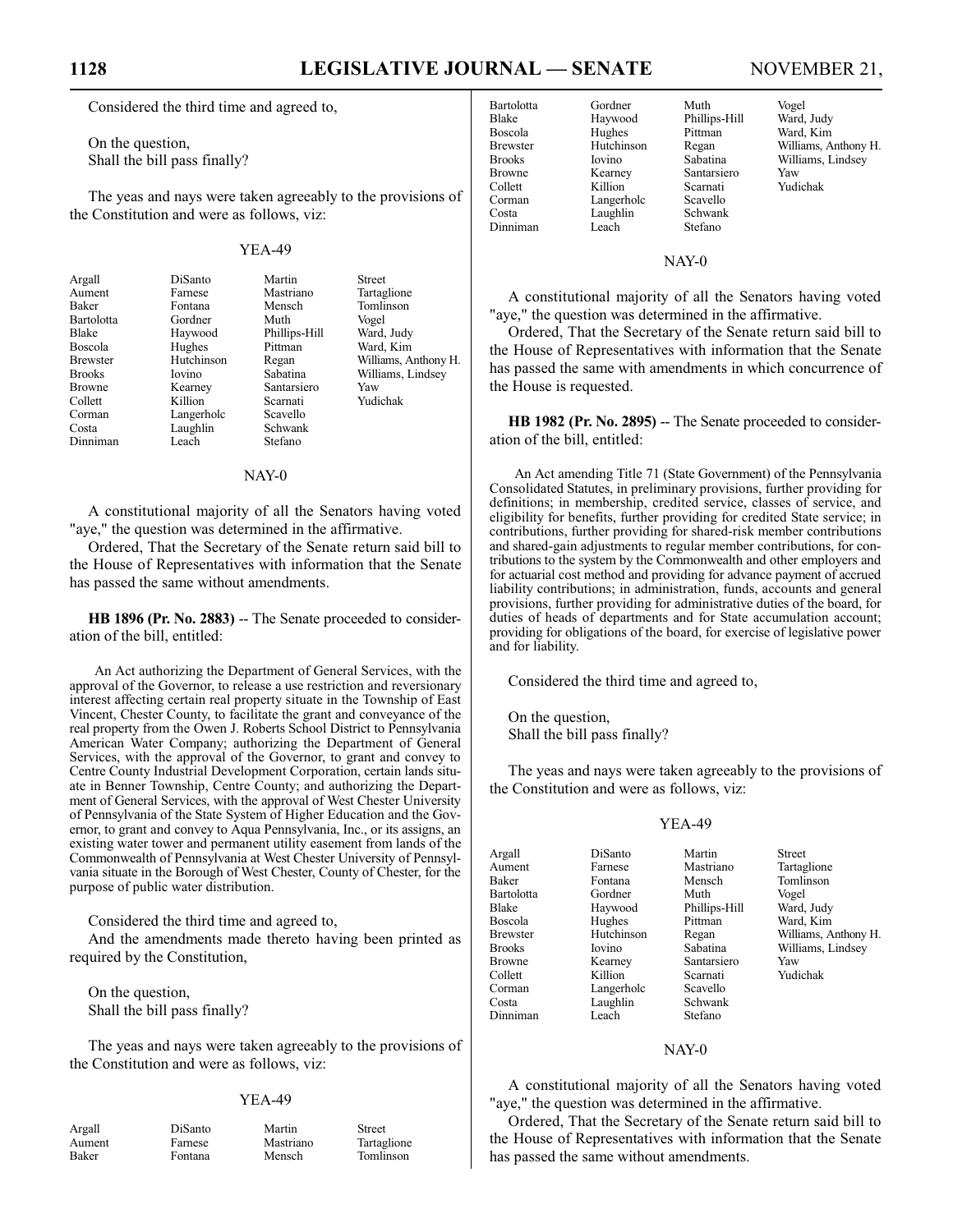Considered the third time and agreed to,

On the question,
Shall the bill pass finally?

The yeas and nays were taken agreeably to the provisions of the Constitution and were as follows, viz:

YEA-49

| | | | |
|---|---|---|---|
| Argall | DiSanto | Martin | Street |
| Aument | Farnese | Mastriano | Tartaglione |
| Baker | Fontana | Mensch | Tomlinson |
| Bartolotta | Gordner | Muth | Vogel |
| Blake | Haywood | Phillips-Hill | Ward, Judy |
| Boscola | Hughes | Pittman | Ward, Kim |
| Brewster | Hutchinson | Regan | Williams, Anthony H. |
| Brooks | Iovino | Sabatina | Williams, Lindsey |
| Browne | Kearney | Santarsiero | Yaw |
| Collett | Killion | Scarnati | Yudichak |
| Corman | Langerholc | Scavello | |
| Costa | Laughlin | Schwank | |
| Dinniman | Leach | Stefano | |

NAY-0

A constitutional majority of all the Senators having voted "aye," the question was determined in the affirmative.

Ordered, That the Secretary of the Senate return said bill to the House of Representatives with information that the Senate has passed the same without amendments.

**HB 1896 (Pr. No. 2883)** -- The Senate proceeded to consideration of the bill, entitled:

An Act authorizing the Department of General Services, with the approval of the Governor, to release a use restriction and reversionary interest affecting certain real property situate in the Township of East Vincent, Chester County, to facilitate the grant and conveyance of the real property from the Owen J. Roberts School District to Pennsylvania American Water Company; authorizing the Department of General Services, with the approval of the Governor, to grant and convey to Centre County Industrial Development Corporation, certain lands situate in Benner Township, Centre County; and authorizing the Department of General Services, with the approval of West Chester University of Pennsylvania of the State System of Higher Education and the Governor, to grant and convey to Aqua Pennsylvania, Inc., or its assigns, an existing water tower and permanent utility easement from lands of the Commonwealth of Pennsylvania at West Chester University of Pennsylvania situate in the Borough of West Chester, County of Chester, for the purpose of public water distribution.

Considered the third time and agreed to,

And the amendments made thereto having been printed as required by the Constitution,

On the question,
Shall the bill pass finally?

The yeas and nays were taken agreeably to the provisions of the Constitution and were as follows, viz:

YEA-49

| | | | |
|---|---|---|---|
| Argall | DiSanto | Martin | Street |
| Aument | Farnese | Mastriano | Tartaglione |
| Baker | Fontana | Mensch | Tomlinson |
| Bartolotta | Gordner | Muth | Vogel |
| Blake | Haywood | Phillips-Hill | Ward, Judy |
| Boscola | Hughes | Pittman | Ward, Kim |
| Brewster | Hutchinson | Regan | Williams, Anthony H. |
| Brooks | Iovino | Sabatina | Williams, Lindsey |
| Browne | Kearney | Santarsiero | Yaw |
| Collett | Killion | Scarnati | Yudichak |
| Corman | Langerholc | Scavello | |
| Costa | Laughlin | Schwank | |
| Dinniman | Leach | Stefano | |

NAY-0

A constitutional majority of all the Senators having voted "aye," the question was determined in the affirmative.

Ordered, That the Secretary of the Senate return said bill to the House of Representatives with information that the Senate has passed the same with amendments in which concurrence of the House is requested.

**HB 1982 (Pr. No. 2895)** -- The Senate proceeded to consideration of the bill, entitled:

An Act amending Title 71 (State Government) of the Pennsylvania Consolidated Statutes, in preliminary provisions, further providing for definitions; in membership, credited service, classes of service, and eligibility for benefits, further providing for credited State service; in contributions, further providing for shared-risk member contributions and shared-gain adjustments to regular member contributions, for contributions to the system by the Commonwealth and other employers and for actuarial cost method and providing for advance payment of accrued liability contributions; in administration, funds, accounts and general provisions, further providing for administrative duties of the board, for duties of heads of departments and for State accumulation account; providing for obligations of the board, for exercise of legislative power and for liability.

Considered the third time and agreed to,

On the question,
Shall the bill pass finally?

The yeas and nays were taken agreeably to the provisions of the Constitution and were as follows, viz:

YEA-49

| | | | |
|---|---|---|---|
| Argall | DiSanto | Martin | Street |
| Aument | Farnese | Mastriano | Tartaglione |
| Baker | Fontana | Mensch | Tomlinson |
| Bartolotta | Gordner | Muth | Vogel |
| Blake | Haywood | Phillips-Hill | Ward, Judy |
| Boscola | Hughes | Pittman | Ward, Kim |
| Brewster | Hutchinson | Regan | Williams, Anthony H. |
| Brooks | Iovino | Sabatina | Williams, Lindsey |
| Browne | Kearney | Santarsiero | Yaw |
| Collett | Killion | Scarnati | Yudichak |
| Corman | Langerholc | Scavello | |
| Costa | Laughlin | Schwank | |
| Dinniman | Leach | Stefano | |

NAY-0

A constitutional majority of all the Senators having voted "aye," the question was determined in the affirmative.

Ordered, That the Secretary of the Senate return said bill to the House of Representatives with information that the Senate has passed the same without amendments.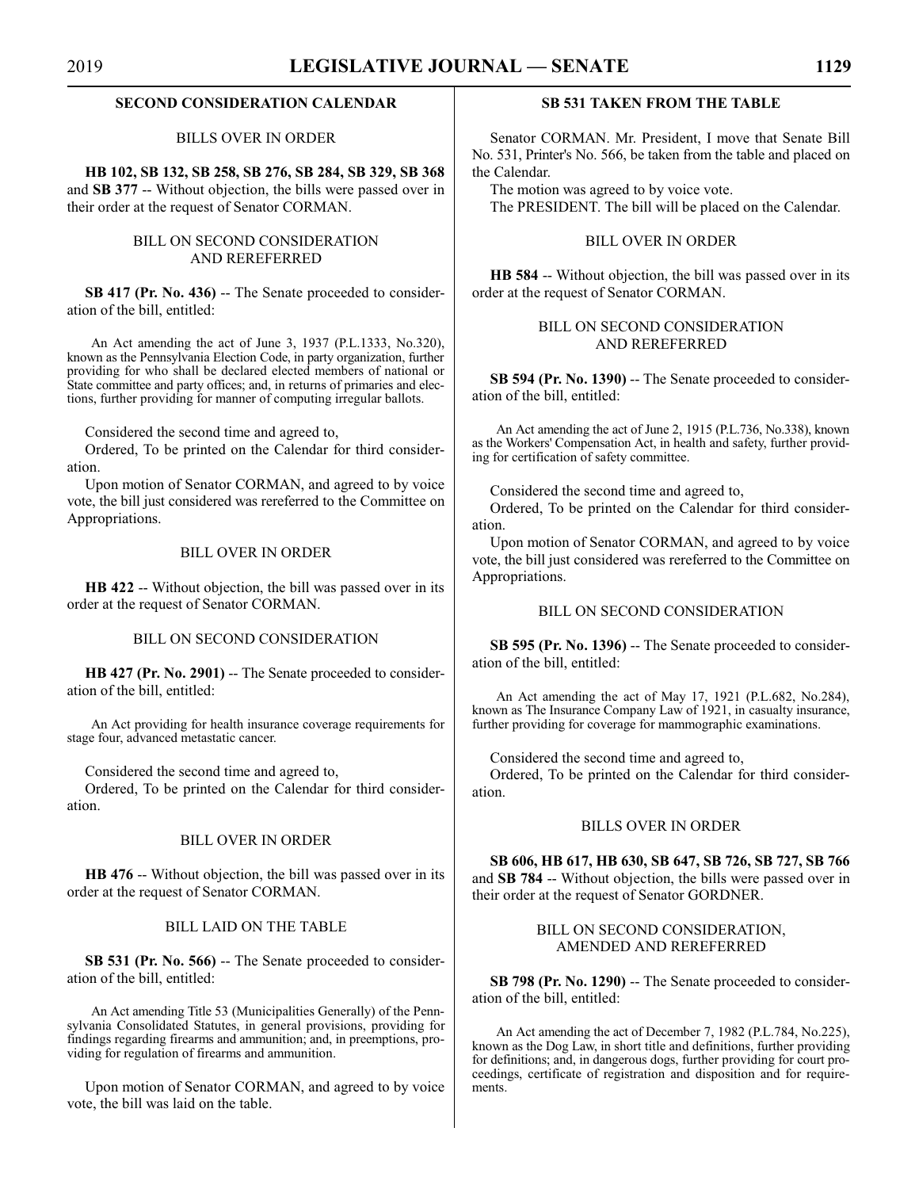## SECOND CONSIDERATION CALENDAR

### BILLS OVER IN ORDER

**HB 102, SB 132, SB 258, SB 276, SB 284, SB 329, SB 368** and **SB 377** -- Without objection, the bills were passed over in their order at the request of Senator CORMAN.

### BILL ON SECOND CONSIDERATION AND REREFERRED

**SB 417 (Pr. No. 436)** -- The Senate proceeded to consideration of the bill, entitled:

An Act amending the act of June 3, 1937 (P.L.1333, No.320), known as the Pennsylvania Election Code, in party organization, further providing for who shall be declared elected members of national or State committee and party offices; and, in returns of primaries and elections, further providing for manner of computing irregular ballots.

Considered the second time and agreed to,

Ordered, To be printed on the Calendar for third consideration.

Upon motion of Senator CORMAN, and agreed to by voice vote, the bill just considered was rereferred to the Committee on Appropriations.

### BILL OVER IN ORDER

**HB 422** -- Without objection, the bill was passed over in its order at the request of Senator CORMAN.

### BILL ON SECOND CONSIDERATION

**HB 427 (Pr. No. 2901)** -- The Senate proceeded to consideration of the bill, entitled:

An Act providing for health insurance coverage requirements for stage four, advanced metastatic cancer.

Considered the second time and agreed to,

Ordered, To be printed on the Calendar for third consideration.

### BILL OVER IN ORDER

**HB 476** -- Without objection, the bill was passed over in its order at the request of Senator CORMAN.

### BILL LAID ON THE TABLE

**SB 531 (Pr. No. 566)** -- The Senate proceeded to consideration of the bill, entitled:

An Act amending Title 53 (Municipalities Generally) of the Pennsylvania Consolidated Statutes, in general provisions, providing for findings regarding firearms and ammunition; and, in preemptions, providing for regulation of firearms and ammunition.

Upon motion of Senator CORMAN, and agreed to by voice vote, the bill was laid on the table.

### SB 531 TAKEN FROM THE TABLE

Senator CORMAN. Mr. President, I move that Senate Bill No. 531, Printer's No. 566, be taken from the table and placed on the Calendar.

The motion was agreed to by voice vote.

The PRESIDENT. The bill will be placed on the Calendar.

### BILL OVER IN ORDER

**HB 584** -- Without objection, the bill was passed over in its order at the request of Senator CORMAN.

### BILL ON SECOND CONSIDERATION AND REREFERRED

**SB 594 (Pr. No. 1390)** -- The Senate proceeded to consideration of the bill, entitled:

An Act amending the act of June 2, 1915 (P.L.736, No.338), known as the Workers' Compensation Act, in health and safety, further providing for certification of safety committee.

Considered the second time and agreed to,

Ordered, To be printed on the Calendar for third consideration.

Upon motion of Senator CORMAN, and agreed to by voice vote, the bill just considered was rereferred to the Committee on Appropriations.

### BILL ON SECOND CONSIDERATION

**SB 595 (Pr. No. 1396)** -- The Senate proceeded to consideration of the bill, entitled:

An Act amending the act of May 17, 1921 (P.L.682, No.284), known as The Insurance Company Law of 1921, in casualty insurance, further providing for coverage for mammographic examinations.

Considered the second time and agreed to,

Ordered, To be printed on the Calendar for third consideration.

### BILLS OVER IN ORDER

**SB 606, HB 617, HB 630, SB 647, SB 726, SB 727, SB 766** and **SB 784** -- Without objection, the bills were passed over in their order at the request of Senator GORDNER.

### BILL ON SECOND CONSIDERATION, AMENDED AND REREFERRED

**SB 798 (Pr. No. 1290)** -- The Senate proceeded to consideration of the bill, entitled:

An Act amending the act of December 7, 1982 (P.L.784, No.225), known as the Dog Law, in short title and definitions, further providing for definitions; and, in dangerous dogs, further providing for court proceedings, certificate of registration and disposition and for requirements.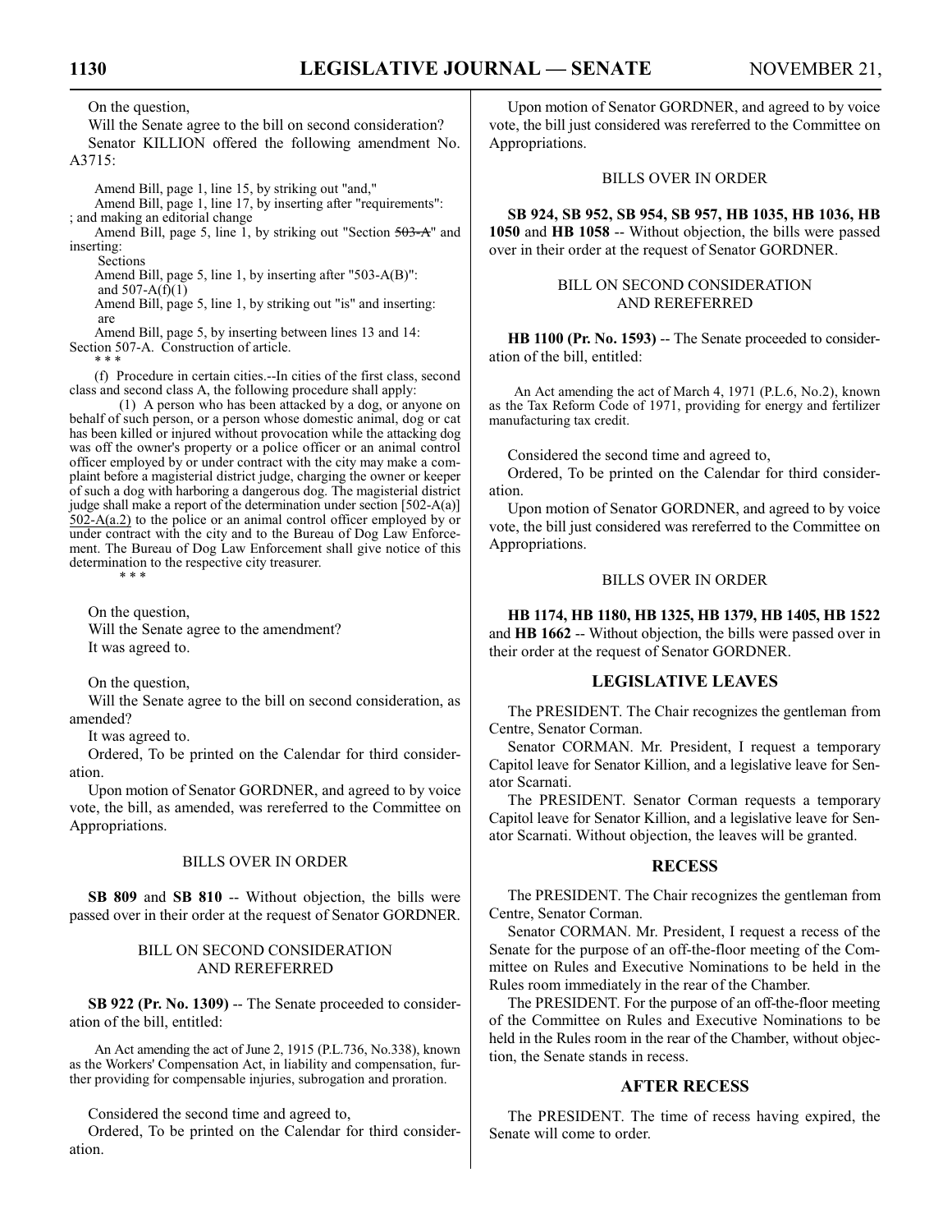On the question,

Will the Senate agree to the bill on second consideration?

Senator KILLION offered the following amendment No. A3715:

Amend Bill, page 1, line 15, by striking out "and,"

Amend Bill, page 1, line 17, by inserting after "requirements": ; and making an editorial change

Amend Bill, page 5, line 1, by striking out "Section ~~503-A~~" and inserting:

Sections

Amend Bill, page 5, line 1, by inserting after "503-A(B)":
and 507-A(f)(1)

Amend Bill, page 5, line 1, by striking out "is" and inserting:
are

Amend Bill, page 5, by inserting between lines 13 and 14:
Section 507-A. Construction of article.

\* \* \*

(f) Procedure in certain cities.--In cities of the first class, second class and second class A, the following procedure shall apply:

(1) A person who has been attacked by a dog, or anyone on behalf of such person, or a person whose domestic animal, dog or cat has been killed or injured without provocation while the attacking dog was off the owner's property or a police officer or an animal control officer employed by or under contract with the city may make a complaint before a magisterial district judge, charging the owner or keeper of such a dog with harboring a dangerous dog. The magisterial district judge shall make a report of the determination under section [502-A(a)] <u>502-A(a.2)</u> to the police or an animal control officer employed by or under contract with the city and to the Bureau of Dog Law Enforcement. The Bureau of Dog Law Enforcement shall give notice of this determination to the respective city treasurer.

\* \* \*

On the question,

Will the Senate agree to the amendment?

It was agreed to.

On the question,

Will the Senate agree to the bill on second consideration, as amended?

It was agreed to.

Ordered, To be printed on the Calendar for third consideration.

Upon motion of Senator GORDNER, and agreed to by voice vote, the bill, as amended, was rereferred to the Committee on Appropriations.

## BILLS OVER IN ORDER

**SB 809** and **SB 810** -- Without objection, the bills were passed over in their order at the request of Senator GORDNER.

## BILL ON SECOND CONSIDERATION AND REREFERRED

**SB 922 (Pr. No. 1309)** -- The Senate proceeded to consideration of the bill, entitled:

An Act amending the act of June 2, 1915 (P.L.736, No.338), known as the Workers' Compensation Act, in liability and compensation, further providing for compensable injuries, subrogation and proration.

Considered the second time and agreed to,

Ordered, To be printed on the Calendar for third consideration.

Upon motion of Senator GORDNER, and agreed to by voice vote, the bill just considered was rereferred to the Committee on Appropriations.

## BILLS OVER IN ORDER

**SB 924, SB 952, SB 954, SB 957, HB 1035, HB 1036, HB 1050** and **HB 1058** -- Without objection, the bills were passed over in their order at the request of Senator GORDNER.

## BILL ON SECOND CONSIDERATION AND REREFERRED

**HB 1100 (Pr. No. 1593)** -- The Senate proceeded to consideration of the bill, entitled:

An Act amending the act of March 4, 1971 (P.L.6, No.2), known as the Tax Reform Code of 1971, providing for energy and fertilizer manufacturing tax credit.

Considered the second time and agreed to,

Ordered, To be printed on the Calendar for third consideration.

Upon motion of Senator GORDNER, and agreed to by voice vote, the bill just considered was rereferred to the Committee on Appropriations.

## BILLS OVER IN ORDER

**HB 1174, HB 1180, HB 1325, HB 1379, HB 1405, HB 1522** and **HB 1662** -- Without objection, the bills were passed over in their order at the request of Senator GORDNER.

## LEGISLATIVE LEAVES

The PRESIDENT. The Chair recognizes the gentleman from Centre, Senator Corman.

Senator CORMAN. Mr. President, I request a temporary Capitol leave for Senator Killion, and a legislative leave for Senator Scarnati.

The PRESIDENT. Senator Corman requests a temporary Capitol leave for Senator Killion, and a legislative leave for Senator Scarnati. Without objection, the leaves will be granted.

## RECESS

The PRESIDENT. The Chair recognizes the gentleman from Centre, Senator Corman.

Senator CORMAN. Mr. President, I request a recess of the Senate for the purpose of an off-the-floor meeting of the Committee on Rules and Executive Nominations to be held in the Rules room immediately in the rear of the Chamber.

The PRESIDENT. For the purpose of an off-the-floor meeting of the Committee on Rules and Executive Nominations to be held in the Rules room in the rear of the Chamber, without objection, the Senate stands in recess.

## AFTER RECESS

The PRESIDENT. The time of recess having expired, the Senate will come to order.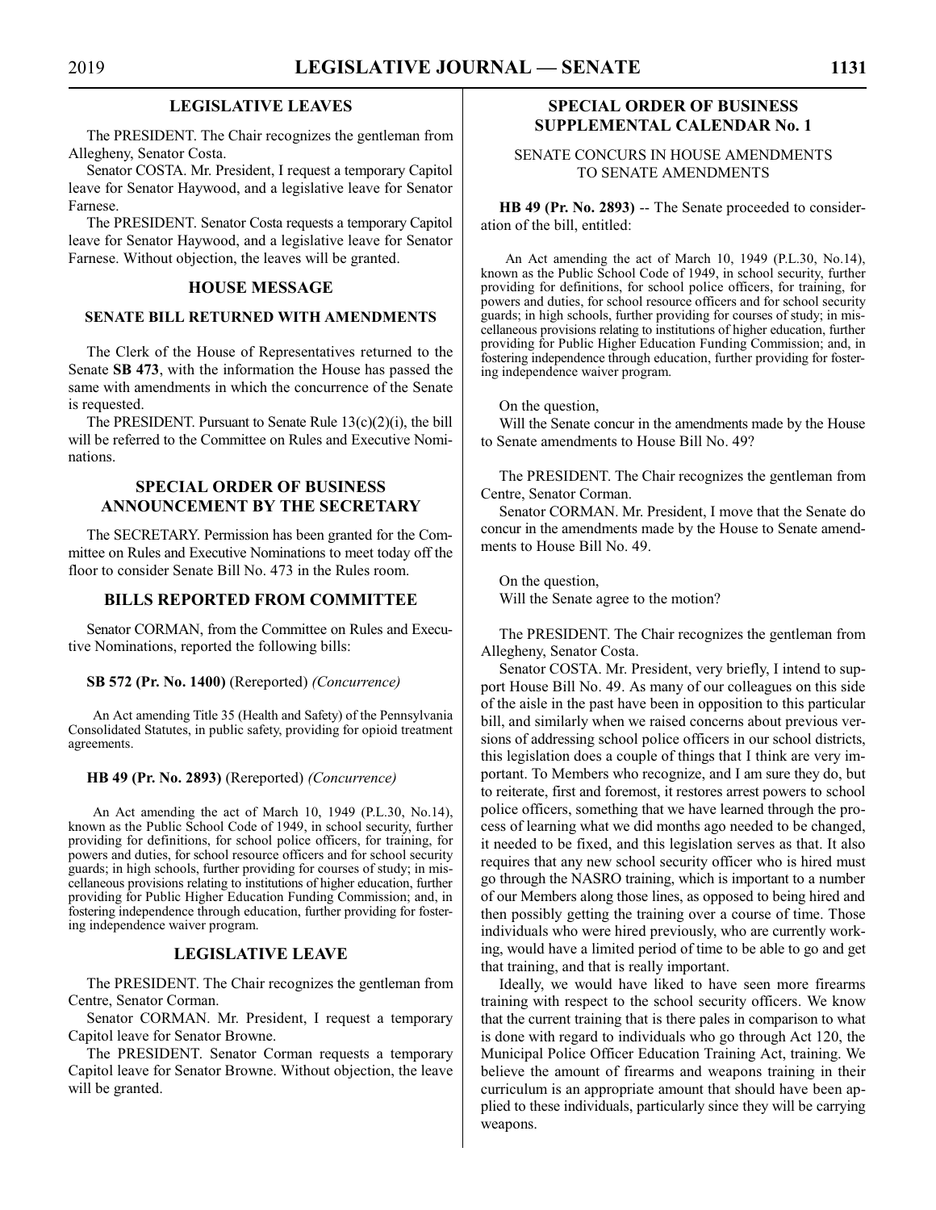## LEGISLATIVE LEAVES

The PRESIDENT. The Chair recognizes the gentleman from Allegheny, Senator Costa.

Senator COSTA. Mr. President, I request a temporary Capitol leave for Senator Haywood, and a legislative leave for Senator Farnese.

The PRESIDENT. Senator Costa requests a temporary Capitol leave for Senator Haywood, and a legislative leave for Senator Farnese. Without objection, the leaves will be granted.

## HOUSE MESSAGE

### SENATE BILL RETURNED WITH AMENDMENTS

The Clerk of the House of Representatives returned to the Senate **SB 473**, with the information the House has passed the same with amendments in which the concurrence of the Senate is requested.

The PRESIDENT. Pursuant to Senate Rule 13(c)(2)(i), the bill will be referred to the Committee on Rules and Executive Nominations.

## SPECIAL ORDER OF BUSINESS ANNOUNCEMENT BY THE SECRETARY

The SECRETARY. Permission has been granted for the Committee on Rules and Executive Nominations to meet today off the floor to consider Senate Bill No. 473 in the Rules room.

## BILLS REPORTED FROM COMMITTEE

Senator CORMAN, from the Committee on Rules and Executive Nominations, reported the following bills:

**SB 572 (Pr. No. 1400)** (Rereported) *(Concurrence)*

An Act amending Title 35 (Health and Safety) of the Pennsylvania Consolidated Statutes, in public safety, providing for opioid treatment agreements.

**HB 49 (Pr. No. 2893)** (Rereported) *(Concurrence)*

An Act amending the act of March 10, 1949 (P.L.30, No.14), known as the Public School Code of 1949, in school security, further providing for definitions, for school police officers, for training, for powers and duties, for school resource officers and for school security guards; in high schools, further providing for courses of study; in miscellaneous provisions relating to institutions of higher education, further providing for Public Higher Education Funding Commission; and, in fostering independence through education, further providing for fostering independence waiver program.

## LEGISLATIVE LEAVE

The PRESIDENT. The Chair recognizes the gentleman from Centre, Senator Corman.

Senator CORMAN. Mr. President, I request a temporary Capitol leave for Senator Browne.

The PRESIDENT. Senator Corman requests a temporary Capitol leave for Senator Browne. Without objection, the leave will be granted.

## SPECIAL ORDER OF BUSINESS SUPPLEMENTAL CALENDAR No. 1

### SENATE CONCURS IN HOUSE AMENDMENTS TO SENATE AMENDMENTS

**HB 49 (Pr. No. 2893)** -- The Senate proceeded to consideration of the bill, entitled:

An Act amending the act of March 10, 1949 (P.L.30, No.14), known as the Public School Code of 1949, in school security, further providing for definitions, for school police officers, for training, for powers and duties, for school resource officers and for school security guards; in high schools, further providing for courses of study; in miscellaneous provisions relating to institutions of higher education, further providing for Public Higher Education Funding Commission; and, in fostering independence through education, further providing for fostering independence waiver program.

On the question,
Will the Senate concur in the amendments made by the House to Senate amendments to House Bill No. 49?

The PRESIDENT. The Chair recognizes the gentleman from Centre, Senator Corman.

Senator CORMAN. Mr. President, I move that the Senate do concur in the amendments made by the House to Senate amendments to House Bill No. 49.

On the question,
Will the Senate agree to the motion?

The PRESIDENT. The Chair recognizes the gentleman from Allegheny, Senator Costa.

Senator COSTA. Mr. President, very briefly, I intend to support House Bill No. 49. As many of our colleagues on this side of the aisle in the past have been in opposition to this particular bill, and similarly when we raised concerns about previous versions of addressing school police officers in our school districts, this legislation does a couple of things that I think are very important. To Members who recognize, and I am sure they do, but to reiterate, first and foremost, it restores arrest powers to school police officers, something that we have learned through the process of learning what we did months ago needed to be changed, it needed to be fixed, and this legislation serves as that. It also requires that any new school security officer who is hired must go through the NASRO training, which is important to a number of our Members along those lines, as opposed to being hired and then possibly getting the training over a course of time. Those individuals who were hired previously, who are currently working, would have a limited period of time to be able to go and get that training, and that is really important.

Ideally, we would have liked to have seen more firearms training with respect to the school security officers. We know that the current training that is there pales in comparison to what is done with regard to individuals who go through Act 120, the Municipal Police Officer Education Training Act, training. We believe the amount of firearms and weapons training in their curriculum is an appropriate amount that should have been applied to these individuals, particularly since they will be carrying weapons.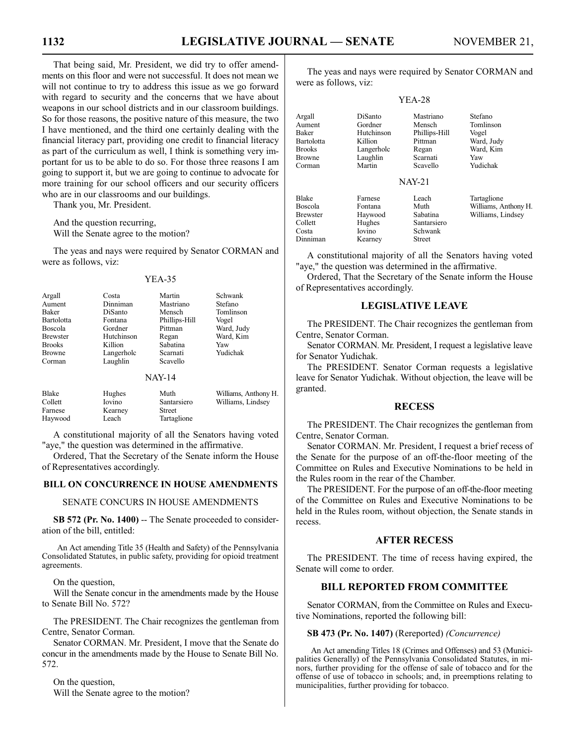That being said, Mr. President, we did try to offer amendments on this floor and were not successful. It does not mean we will not continue to try to address this issue as we go forward with regard to security and the concerns that we have about weapons in our school districts and in our classroom buildings. So for those reasons, the positive nature of this measure, the two I have mentioned, and the third one certainly dealing with the financial literacy part, providing one credit to financial literacy as part of the curriculum as well, I think is something very important for us to be able to do so. For those three reasons I am going to support it, but we are going to continue to advocate for more training for our school officers and our security officers who are in our classrooms and our buildings.

Thank you, Mr. President.

And the question recurring,
Will the Senate agree to the motion?

The yeas and nays were required by Senator CORMAN and were as follows, viz:

YEA-35

| | | | |
|---|---|---|---|
| Argall | Costa | Martin | Schwank |
| Aument | Dinniman | Mastriano | Stefano |
| Baker | DiSanto | Mensch | Tomlinson |
| Bartolotta | Fontana | Phillips-Hill | Vogel |
| Boscola | Gordner | Pittman | Ward, Judy |
| Brewster | Hutchinson | Regan | Ward, Kim |
| Brooks | Killion | Sabatina | Yaw |
| Browne | Langerholc | Scarnati | Yudichak |
| Corman | Laughlin | Scavello | |

NAY-14

| | | | |
|---|---|---|---|
| Blake | Hughes | Muth | Williams, Anthony H. |
| Collett | Iovino | Santarsiero | Williams, Lindsey |
| Farnese | Kearney | Street | |
| Haywood | Leach | Tartaglione | |

A constitutional majority of all the Senators having voted "aye," the question was determined in the affirmative.

Ordered, That the Secretary of the Senate inform the House of Representatives accordingly.

## BILL ON CONCURRENCE IN HOUSE AMENDMENTS

### SENATE CONCURS IN HOUSE AMENDMENTS

**SB 572 (Pr. No. 1400)** -- The Senate proceeded to consideration of the bill, entitled:

An Act amending Title 35 (Health and Safety) of the Pennsylvania Consolidated Statutes, in public safety, providing for opioid treatment agreements.

On the question,
Will the Senate concur in the amendments made by the House to Senate Bill No. 572?

The PRESIDENT. The Chair recognizes the gentleman from Centre, Senator Corman.

Senator CORMAN. Mr. President, I move that the Senate do concur in the amendments made by the House to Senate Bill No. 572.

On the question,
Will the Senate agree to the motion?

The yeas and nays were required by Senator CORMAN and were as follows, viz:

YEA-28

| | | | |
|---|---|---|---|
| Argall | DiSanto | Mastriano | Stefano |
| Aument | Gordner | Mensch | Tomlinson |
| Baker | Hutchinson | Phillips-Hill | Vogel |
| Bartolotta | Killion | Pittman | Ward, Judy |
| Brooks | Langerholc | Regan | Ward, Kim |
| Browne | Laughlin | Scarnati | Yaw |
| Corman | Martin | Scavello | Yudichak |

NAY-21

| | | | |
|---|---|---|---|
| Blake | Farnese | Leach | Tartaglione |
| Boscola | Fontana | Muth | Williams, Anthony H. |
| Brewster | Haywood | Sabatina | Williams, Lindsey |
| Collett | Hughes | Santarsiero | |
| Costa | Iovino | Schwank | |
| Dinniman | Kearney | Street | |

A constitutional majority of all the Senators having voted "aye," the question was determined in the affirmative.

Ordered, That the Secretary of the Senate inform the House of Representatives accordingly.

## LEGISLATIVE LEAVE

The PRESIDENT. The Chair recognizes the gentleman from Centre, Senator Corman.

Senator CORMAN. Mr. President, I request a legislative leave for Senator Yudichak.

The PRESIDENT. Senator Corman requests a legislative leave for Senator Yudichak. Without objection, the leave will be granted.

## RECESS

The PRESIDENT. The Chair recognizes the gentleman from Centre, Senator Corman.

Senator CORMAN. Mr. President, I request a brief recess of the Senate for the purpose of an off-the-floor meeting of the Committee on Rules and Executive Nominations to be held in the Rules room in the rear of the Chamber.

The PRESIDENT. For the purpose of an off-the-floor meeting of the Committee on Rules and Executive Nominations to be held in the Rules room, without objection, the Senate stands in recess.

## AFTER RECESS

The PRESIDENT. The time of recess having expired, the Senate will come to order.

## BILL REPORTED FROM COMMITTEE

Senator CORMAN, from the Committee on Rules and Executive Nominations, reported the following bill:

**SB 473 (Pr. No. 1407)** (Rereported) *(Concurrence)*

An Act amending Titles 18 (Crimes and Offenses) and 53 (Municipalities Generally) of the Pennsylvania Consolidated Statutes, in minors, further providing for the offense of sale of tobacco and for the offense of use of tobacco in schools; and, in preemptions relating to municipalities, further providing for tobacco.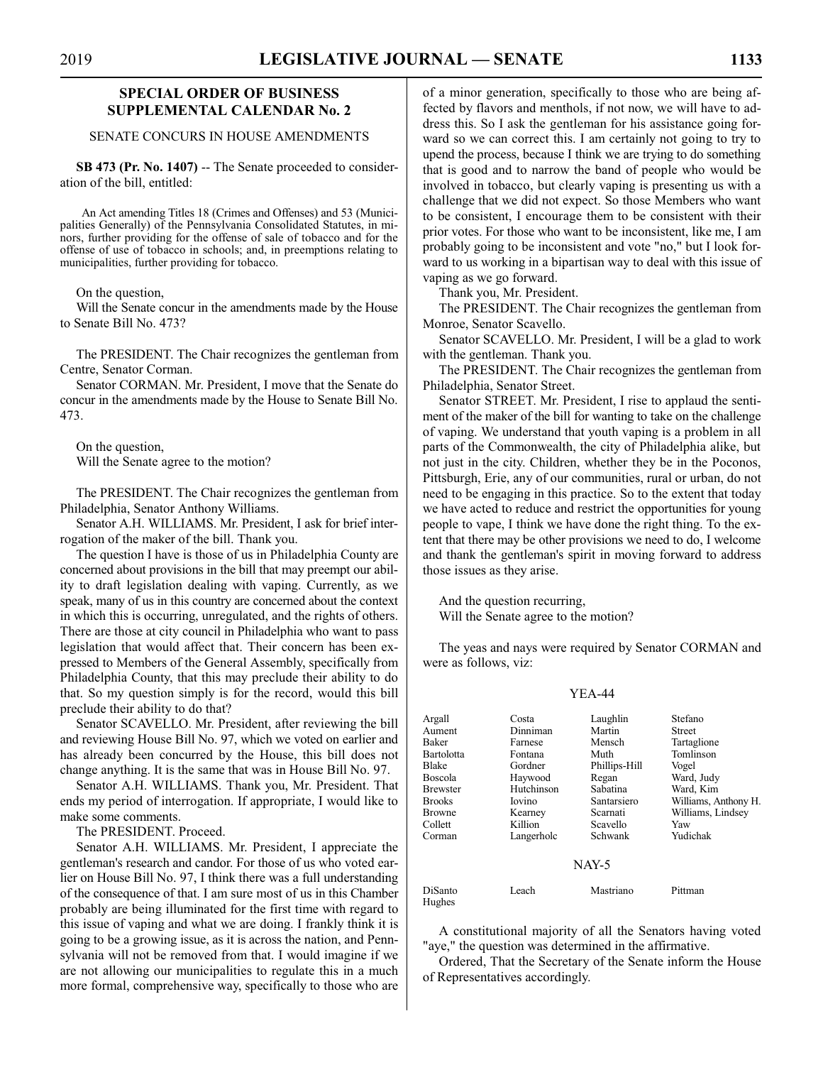## SPECIAL ORDER OF BUSINESS SUPPLEMENTAL CALENDAR No. 2

### SENATE CONCURS IN HOUSE AMENDMENTS

**SB 473 (Pr. No. 1407)** -- The Senate proceeded to consideration of the bill, entitled:

An Act amending Titles 18 (Crimes and Offenses) and 53 (Municipalities Generally) of the Pennsylvania Consolidated Statutes, in minors, further providing for the offense of sale of tobacco and for the offense of use of tobacco in schools; and, in preemptions relating to municipalities, further providing for tobacco.

On the question,
Will the Senate concur in the amendments made by the House to Senate Bill No. 473?

The PRESIDENT. The Chair recognizes the gentleman from Centre, Senator Corman.

Senator CORMAN. Mr. President, I move that the Senate do concur in the amendments made by the House to Senate Bill No. 473.

On the question,
Will the Senate agree to the motion?

The PRESIDENT. The Chair recognizes the gentleman from Philadelphia, Senator Anthony Williams.

Senator A.H. WILLIAMS. Mr. President, I ask for brief interrogation of the maker of the bill. Thank you.

The question I have is those of us in Philadelphia County are concerned about provisions in the bill that may preempt our ability to draft legislation dealing with vaping. Currently, as we speak, many of us in this country are concerned about the context in which this is occurring, unregulated, and the rights of others. There are those at city council in Philadelphia who want to pass legislation that would affect that. Their concern has been expressed to Members of the General Assembly, specifically from Philadelphia County, that this may preclude their ability to do that. So my question simply is for the record, would this bill preclude their ability to do that?

Senator SCAVELLO. Mr. President, after reviewing the bill and reviewing House Bill No. 97, which we voted on earlier and has already been concurred by the House, this bill does not change anything. It is the same that was in House Bill No. 97.

Senator A.H. WILLIAMS. Thank you, Mr. President. That ends my period of interrogation. If appropriate, I would like to make some comments.

The PRESIDENT. Proceed.

Senator A.H. WILLIAMS. Mr. President, I appreciate the gentleman's research and candor. For those of us who voted earlier on House Bill No. 97, I think there was a full understanding of the consequence of that. I am sure most of us in this Chamber probably are being illuminated for the first time with regard to this issue of vaping and what we are doing. I frankly think it is going to be a growing issue, as it is across the nation, and Pennsylvania will not be removed from that. I would imagine if we are not allowing our municipalities to regulate this in a much more formal, comprehensive way, specifically to those who are of a minor generation, specifically to those who are being affected by flavors and menthols, if not now, we will have to address this. So I ask the gentleman for his assistance going forward so we can correct this. I am certainly not going to try to upend the process, because I think we are trying to do something that is good and to narrow the band of people who would be involved in tobacco, but clearly vaping is presenting us with a challenge that we did not expect. So those Members who want to be consistent, I encourage them to be consistent with their prior votes. For those who want to be inconsistent, like me, I am probably going to be inconsistent and vote "no," but I look forward to us working in a bipartisan way to deal with this issue of vaping as we go forward.

Thank you, Mr. President.

The PRESIDENT. The Chair recognizes the gentleman from Monroe, Senator Scavello.

Senator SCAVELLO. Mr. President, I will be a glad to work with the gentleman. Thank you.

The PRESIDENT. The Chair recognizes the gentleman from Philadelphia, Senator Street.

Senator STREET. Mr. President, I rise to applaud the sentiment of the maker of the bill for wanting to take on the challenge of vaping. We understand that youth vaping is a problem in all parts of the Commonwealth, the city of Philadelphia alike, but not just in the city. Children, whether they be in the Poconos, Pittsburgh, Erie, any of our communities, rural or urban, do not need to be engaging in this practice. So to the extent that today we have acted to reduce and restrict the opportunities for young people to vape, I think we have done the right thing. To the extent that there may be other provisions we need to do, I welcome and thank the gentleman's spirit in moving forward to address those issues as they arise.

And the question recurring,
Will the Senate agree to the motion?

The yeas and nays were required by Senator CORMAN and were as follows, viz:

YEA-44

| | | | |
|---|---|---|---|
| Argall | Costa | Laughlin | Stefano |
| Aument | Dinniman | Martin | Street |
| Baker | Farnese | Mensch | Tartaglione |
| Bartolotta | Fontana | Muth | Tomlinson |
| Blake | Gordner | Phillips-Hill | Vogel |
| Boscola | Haywood | Regan | Ward, Judy |
| Brewster | Hutchinson | Sabatina | Ward, Kim |
| Brooks | Iovino | Santarsiero | Williams, Anthony H. |
| Browne | Kearney | Scarnati | Williams, Lindsey |
| Collett | Killion | Scavello | Yaw |
| Corman | Langerholc | Schwank | Yudichak |

NAY-5

| | | | |
|---|---|---|---|
| DiSanto | Leach | Mastriano | Pittman |
| Hughes | | | |

A constitutional majority of all the Senators having voted "aye," the question was determined in the affirmative.

Ordered, That the Secretary of the Senate inform the House of Representatives accordingly.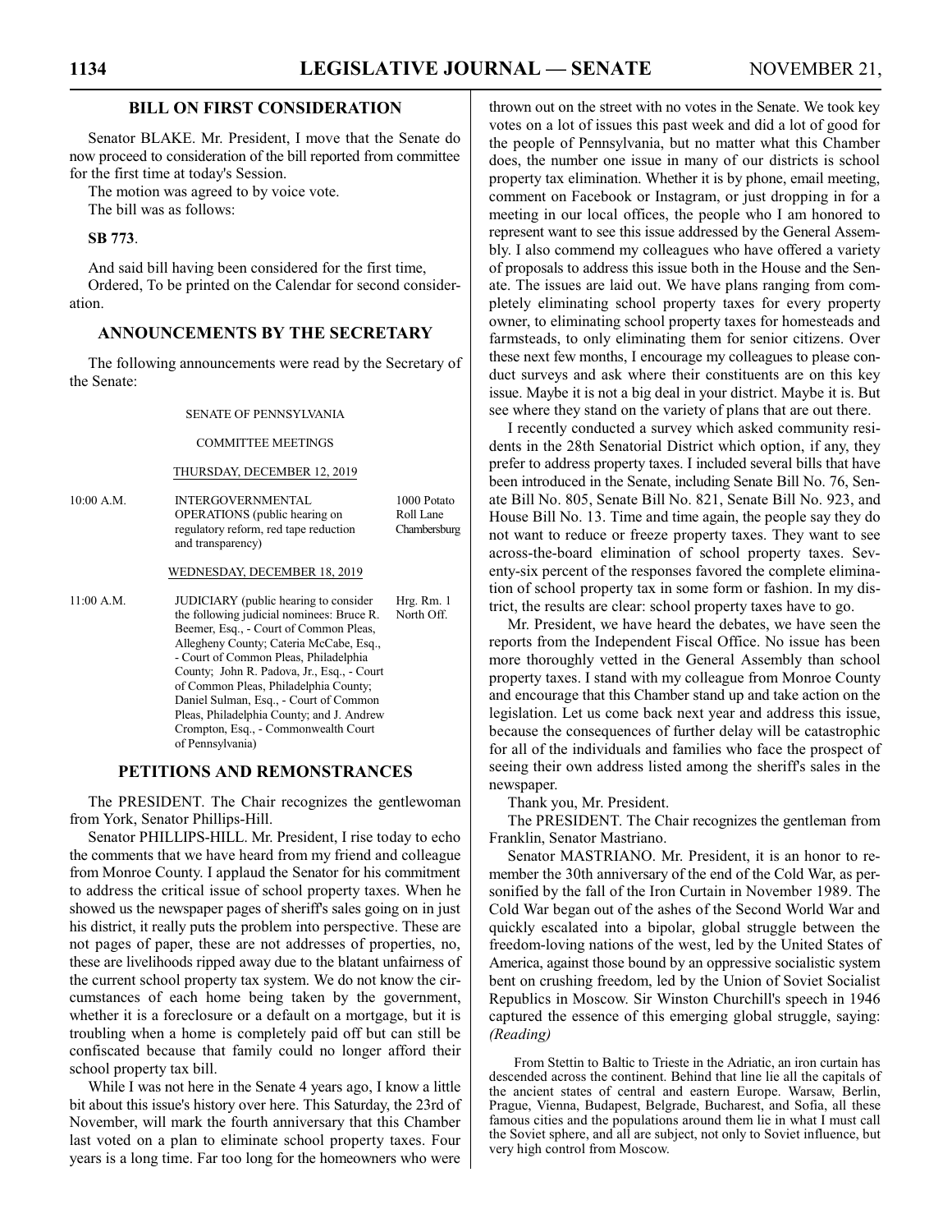## BILL ON FIRST CONSIDERATION

Senator BLAKE. Mr. President, I move that the Senate do now proceed to consideration of the bill reported from committee for the first time at today's Session.

The motion was agreed to by voice vote.

The bill was as follows:

**SB 773**.

And said bill having been considered for the first time,

Ordered, To be printed on the Calendar for second consideration.

## ANNOUNCEMENTS BY THE SECRETARY

The following announcements were read by the Secretary of the Senate:

SENATE OF PENNSYLVANIA

COMMITTEE MEETINGS

THURSDAY, DECEMBER 12, 2019

| | | |
|---|---|---|
| 10:00 A.M. | INTERGOVERNMENTAL OPERATIONS (public hearing on regulatory reform, red tape reduction and transparency) | 1000 Potato Roll Lane Chambersburg |

WEDNESDAY, DECEMBER 18, 2019

| | | |
|---|---|---|
| 11:00 A.M. | JUDICIARY (public hearing to consider the following judicial nominees: Bruce R. Beemer, Esq., - Court of Common Pleas, Allegheny County; Cateria McCabe, Esq., - Court of Common Pleas, Philadelphia County; John R. Padova, Jr., Esq., - Court of Common Pleas, Philadelphia County; Daniel Sulman, Esq., - Court of Common Pleas, Philadelphia County; and J. Andrew Crompton, Esq., - Commonwealth Court of Pennsylvania) | Hrg. Rm. 1 North Off. |

## PETITIONS AND REMONSTRANCES

The PRESIDENT. The Chair recognizes the gentlewoman from York, Senator Phillips-Hill.

Senator PHILLIPS-HILL. Mr. President, I rise today to echo the comments that we have heard from my friend and colleague from Monroe County. I applaud the Senator for his commitment to address the critical issue of school property taxes. When he showed us the newspaper pages of sheriff's sales going on in just his district, it really puts the problem into perspective. These are not pages of paper, these are not addresses of properties, no, these are livelihoods ripped away due to the blatant unfairness of the current school property tax system. We do not know the circumstances of each home being taken by the government, whether it is a foreclosure or a default on a mortgage, but it is troubling when a home is completely paid off but can still be confiscated because that family could no longer afford their school property tax bill.

While I was not here in the Senate 4 years ago, I know a little bit about this issue's history over here. This Saturday, the 23rd of November, will mark the fourth anniversary that this Chamber last voted on a plan to eliminate school property taxes. Four years is a long time. Far too long for the homeowners who were thrown out on the street with no votes in the Senate. We took key votes on a lot of issues this past week and did a lot of good for the people of Pennsylvania, but no matter what this Chamber does, the number one issue in many of our districts is school property tax elimination. Whether it is by phone, email meeting, comment on Facebook or Instagram, or just dropping in for a meeting in our local offices, the people who I am honored to represent want to see this issue addressed by the General Assembly. I also commend my colleagues who have offered a variety of proposals to address this issue both in the House and the Senate. The issues are laid out. We have plans ranging from completely eliminating school property taxes for every property owner, to eliminating school property taxes for homesteads and farmsteads, to only eliminating them for senior citizens. Over these next few months, I encourage my colleagues to please conduct surveys and ask where their constituents are on this key issue. Maybe it is not a big deal in your district. Maybe it is. But see where they stand on the variety of plans that are out there.

I recently conducted a survey which asked community residents in the 28th Senatorial District which option, if any, they prefer to address property taxes. I included several bills that have been introduced in the Senate, including Senate Bill No. 76, Senate Bill No. 805, Senate Bill No. 821, Senate Bill No. 923, and House Bill No. 13. Time and time again, the people say they do not want to reduce or freeze property taxes. They want to see across-the-board elimination of school property taxes. Seventy-six percent of the responses favored the complete elimination of school property tax in some form or fashion. In my district, the results are clear: school property taxes have to go.

Mr. President, we have heard the debates, we have seen the reports from the Independent Fiscal Office. No issue has been more thoroughly vetted in the General Assembly than school property taxes. I stand with my colleague from Monroe County and encourage that this Chamber stand up and take action on the legislation. Let us come back next year and address this issue, because the consequences of further delay will be catastrophic for all of the individuals and families who face the prospect of seeing their own address listed among the sheriff's sales in the newspaper.

Thank you, Mr. President.

The PRESIDENT. The Chair recognizes the gentleman from Franklin, Senator Mastriano.

Senator MASTRIANO. Mr. President, it is an honor to remember the 30th anniversary of the end of the Cold War, as personified by the fall of the Iron Curtain in November 1989. The Cold War began out of the ashes of the Second World War and quickly escalated into a bipolar, global struggle between the freedom-loving nations of the west, led by the United States of America, against those bound by an oppressive socialistic system bent on crushing freedom, led by the Union of Soviet Socialist Republics in Moscow. Sir Winston Churchill's speech in 1946 captured the essence of this emerging global struggle, saying: *(Reading)*

> From Stettin to Baltic to Trieste in the Adriatic, an iron curtain has descended across the continent. Behind that line lie all the capitals of the ancient states of central and eastern Europe. Warsaw, Berlin, Prague, Vienna, Budapest, Belgrade, Bucharest, and Sofia, all these famous cities and the populations around them lie in what I must call the Soviet sphere, and all are subject, not only to Soviet influence, but very high control from Moscow.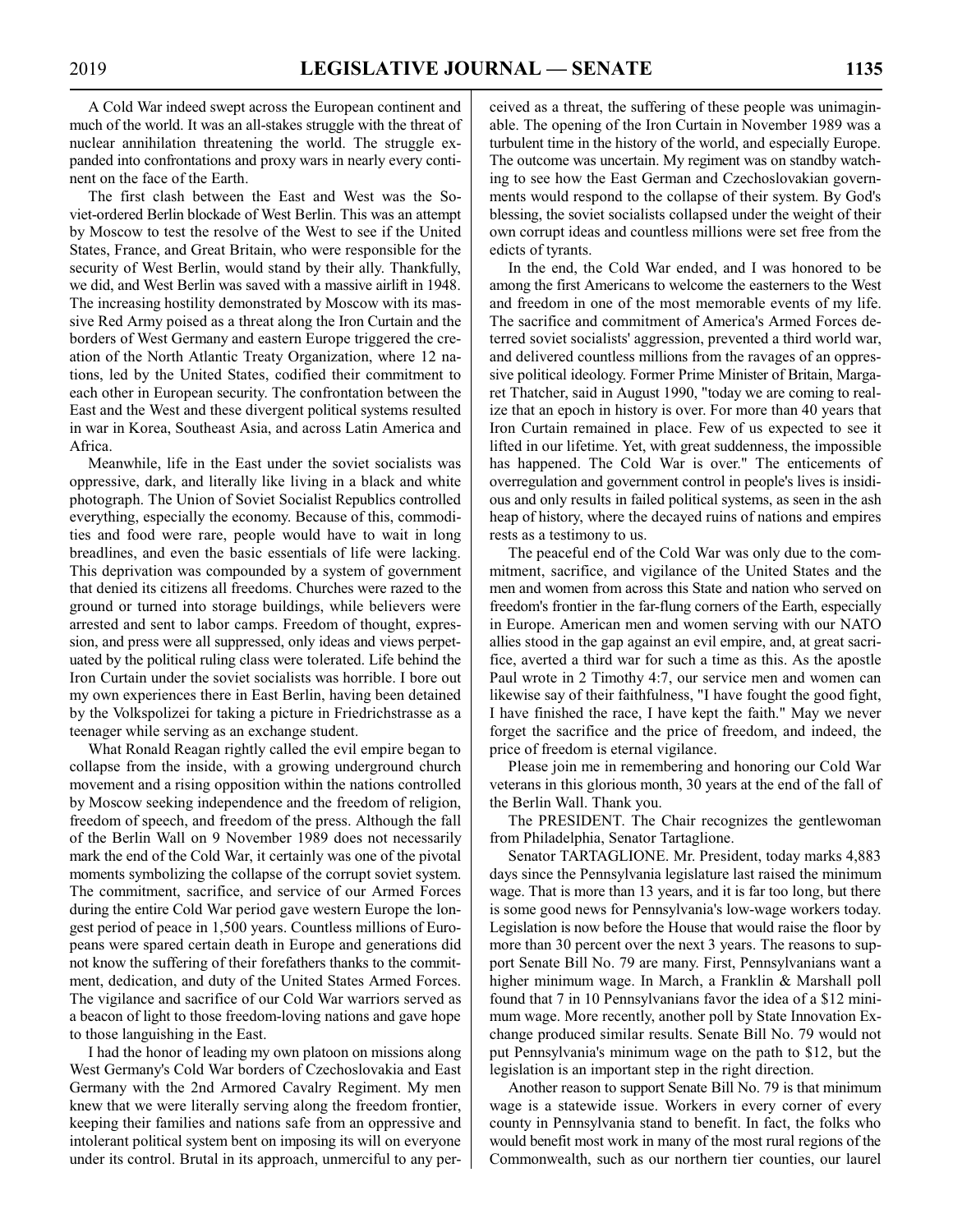A Cold War indeed swept across the European continent and much of the world. It was an all-stakes struggle with the threat of nuclear annihilation threatening the world. The struggle expanded into confrontations and proxy wars in nearly every continent on the face of the Earth.

The first clash between the East and West was the Soviet-ordered Berlin blockade of West Berlin. This was an attempt by Moscow to test the resolve of the West to see if the United States, France, and Great Britain, who were responsible for the security of West Berlin, would stand by their ally. Thankfully, we did, and West Berlin was saved with a massive airlift in 1948. The increasing hostility demonstrated by Moscow with its massive Red Army poised as a threat along the Iron Curtain and the borders of West Germany and eastern Europe triggered the creation of the North Atlantic Treaty Organization, where 12 nations, led by the United States, codified their commitment to each other in European security. The confrontation between the East and the West and these divergent political systems resulted in war in Korea, Southeast Asia, and across Latin America and Africa.

Meanwhile, life in the East under the soviet socialists was oppressive, dark, and literally like living in a black and white photograph. The Union of Soviet Socialist Republics controlled everything, especially the economy. Because of this, commodities and food were rare, people would have to wait in long breadlines, and even the basic essentials of life were lacking. This deprivation was compounded by a system of government that denied its citizens all freedoms. Churches were razed to the ground or turned into storage buildings, while believers were arrested and sent to labor camps. Freedom of thought, expression, and press were all suppressed, only ideas and views perpetuated by the political ruling class were tolerated. Life behind the Iron Curtain under the soviet socialists was horrible. I bore out my own experiences there in East Berlin, having been detained by the Volkspolizei for taking a picture in Friedrichstrasse as a teenager while serving as an exchange student.

What Ronald Reagan rightly called the evil empire began to collapse from the inside, with a growing underground church movement and a rising opposition within the nations controlled by Moscow seeking independence and the freedom of religion, freedom of speech, and freedom of the press. Although the fall of the Berlin Wall on 9 November 1989 does not necessarily mark the end of the Cold War, it certainly was one of the pivotal moments symbolizing the collapse of the corrupt soviet system. The commitment, sacrifice, and service of our Armed Forces during the entire Cold War period gave western Europe the longest period of peace in 1,500 years. Countless millions of Europeans were spared certain death in Europe and generations did not know the suffering of their forefathers thanks to the commitment, dedication, and duty of the United States Armed Forces. The vigilance and sacrifice of our Cold War warriors served as a beacon of light to those freedom-loving nations and gave hope to those languishing in the East.

I had the honor of leading my own platoon on missions along West Germany's Cold War borders of Czechoslovakia and East Germany with the 2nd Armored Cavalry Regiment. My men knew that we were literally serving along the freedom frontier, keeping their families and nations safe from an oppressive and intolerant political system bent on imposing its will on everyone under its control. Brutal in its approach, unmerciful to any perceived as a threat, the suffering of these people was unimaginable. The opening of the Iron Curtain in November 1989 was a turbulent time in the history of the world, and especially Europe. The outcome was uncertain. My regiment was on standby watching to see how the East German and Czechoslovakian governments would respond to the collapse of their system. By God's blessing, the soviet socialists collapsed under the weight of their own corrupt ideas and countless millions were set free from the edicts of tyrants.

In the end, the Cold War ended, and I was honored to be among the first Americans to welcome the easterners to the West and freedom in one of the most memorable events of my life. The sacrifice and commitment of America's Armed Forces deterred soviet socialists' aggression, prevented a third world war, and delivered countless millions from the ravages of an oppressive political ideology. Former Prime Minister of Britain, Margaret Thatcher, said in August 1990, "today we are coming to realize that an epoch in history is over. For more than 40 years that Iron Curtain remained in place. Few of us expected to see it lifted in our lifetime. Yet, with great suddenness, the impossible has happened. The Cold War is over." The enticements of overregulation and government control in people's lives is insidious and only results in failed political systems, as seen in the ash heap of history, where the decayed ruins of nations and empires rests as a testimony to us.

The peaceful end of the Cold War was only due to the commitment, sacrifice, and vigilance of the United States and the men and women from across this State and nation who served on freedom's frontier in the far-flung corners of the Earth, especially in Europe. American men and women serving with our NATO allies stood in the gap against an evil empire, and, at great sacrifice, averted a third war for such a time as this. As the apostle Paul wrote in 2 Timothy 4:7, our service men and women can likewise say of their faithfulness, "I have fought the good fight, I have finished the race, I have kept the faith." May we never forget the sacrifice and the price of freedom, and indeed, the price of freedom is eternal vigilance.

Please join me in remembering and honoring our Cold War veterans in this glorious month, 30 years at the end of the fall of the Berlin Wall. Thank you.

The PRESIDENT. The Chair recognizes the gentlewoman from Philadelphia, Senator Tartaglione.

Senator TARTAGLIONE. Mr. President, today marks 4,883 days since the Pennsylvania legislature last raised the minimum wage. That is more than 13 years, and it is far too long, but there is some good news for Pennsylvania's low-wage workers today. Legislation is now before the House that would raise the floor by more than 30 percent over the next 3 years. The reasons to support Senate Bill No. 79 are many. First, Pennsylvanians want a higher minimum wage. In March, a Franklin & Marshall poll found that 7 in 10 Pennsylvanians favor the idea of a $12 minimum wage. More recently, another poll by State Innovation Exchange produced similar results. Senate Bill No. 79 would not put Pennsylvania's minimum wage on the path to $12, but the legislation is an important step in the right direction.

Another reason to support Senate Bill No. 79 is that minimum wage is a statewide issue. Workers in every corner of every county in Pennsylvania stand to benefit. In fact, the folks who would benefit most work in many of the most rural regions of the Commonwealth, such as our northern tier counties, our laurel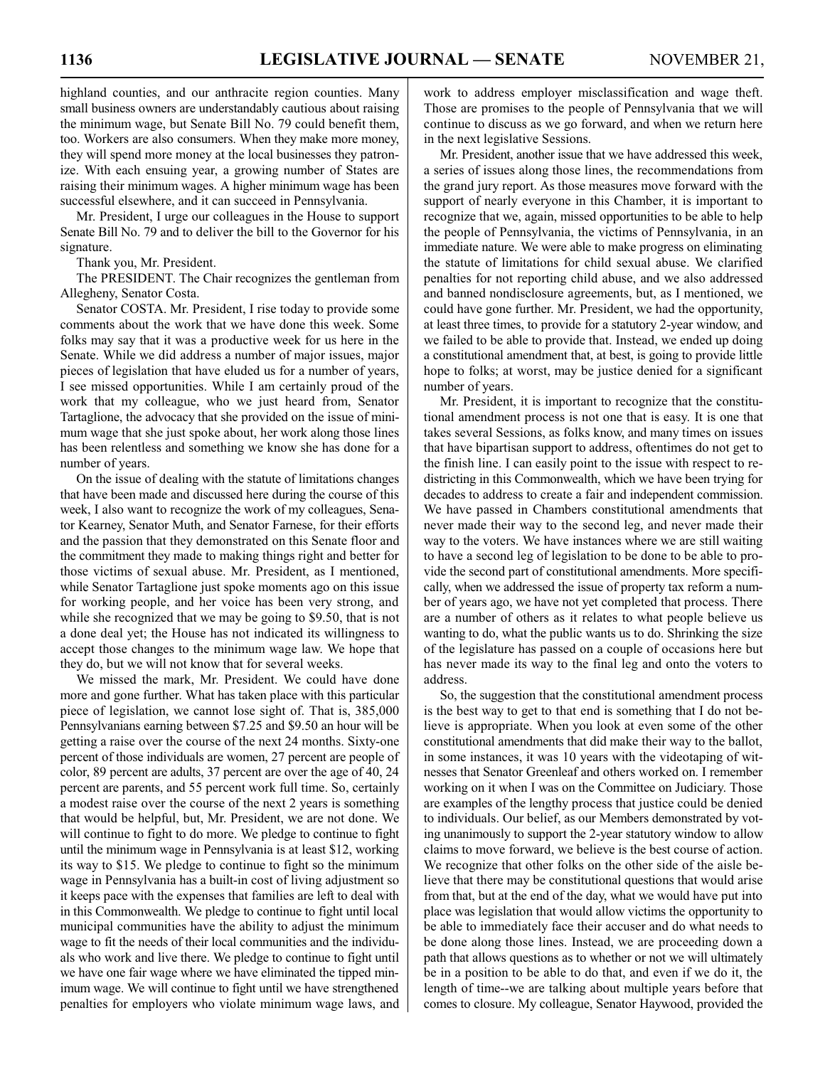highland counties, and our anthracite region counties. Many small business owners are understandably cautious about raising the minimum wage, but Senate Bill No. 79 could benefit them, too. Workers are also consumers. When they make more money, they will spend more money at the local businesses they patronize. With each ensuing year, a growing number of States are raising their minimum wages. A higher minimum wage has been successful elsewhere, and it can succeed in Pennsylvania.

Mr. President, I urge our colleagues in the House to support Senate Bill No. 79 and to deliver the bill to the Governor for his signature.

Thank you, Mr. President.

The PRESIDENT. The Chair recognizes the gentleman from Allegheny, Senator Costa.

Senator COSTA. Mr. President, I rise today to provide some comments about the work that we have done this week. Some folks may say that it was a productive week for us here in the Senate. While we did address a number of major issues, major pieces of legislation that have eluded us for a number of years, I see missed opportunities. While I am certainly proud of the work that my colleague, who we just heard from, Senator Tartaglione, the advocacy that she provided on the issue of minimum wage that she just spoke about, her work along those lines has been relentless and something we know she has done for a number of years.

On the issue of dealing with the statute of limitations changes that have been made and discussed here during the course of this week, I also want to recognize the work of my colleagues, Senator Kearney, Senator Muth, and Senator Farnese, for their efforts and the passion that they demonstrated on this Senate floor and the commitment they made to making things right and better for those victims of sexual abuse. Mr. President, as I mentioned, while Senator Tartaglione just spoke moments ago on this issue for working people, and her voice has been very strong, and while she recognized that we may be going to $9.50, that is not a done deal yet; the House has not indicated its willingness to accept those changes to the minimum wage law. We hope that they do, but we will not know that for several weeks.

We missed the mark, Mr. President. We could have done more and gone further. What has taken place with this particular piece of legislation, we cannot lose sight of. That is, 385,000 Pennsylvanians earning between $7.25 and $9.50 an hour will be getting a raise over the course of the next 24 months. Sixty-one percent of those individuals are women, 27 percent are people of color, 89 percent are adults, 37 percent are over the age of 40, 24 percent are parents, and 55 percent work full time. So, certainly a modest raise over the course of the next 2 years is something that would be helpful, but, Mr. President, we are not done. We will continue to fight to do more. We pledge to continue to fight until the minimum wage in Pennsylvania is at least $12, working its way to $15. We pledge to continue to fight so the minimum wage in Pennsylvania has a built-in cost of living adjustment so it keeps pace with the expenses that families are left to deal with in this Commonwealth. We pledge to continue to fight until local municipal communities have the ability to adjust the minimum wage to fit the needs of their local communities and the individuals who work and live there. We pledge to continue to fight until we have one fair wage where we have eliminated the tipped minimum wage. We will continue to fight until we have strengthened penalties for employers who violate minimum wage laws, and work to address employer misclassification and wage theft. Those are promises to the people of Pennsylvania that we will continue to discuss as we go forward, and when we return here in the next legislative Sessions.

Mr. President, another issue that we have addressed this week, a series of issues along those lines, the recommendations from the grand jury report. As those measures move forward with the support of nearly everyone in this Chamber, it is important to recognize that we, again, missed opportunities to be able to help the people of Pennsylvania, the victims of Pennsylvania, in an immediate nature. We were able to make progress on eliminating the statute of limitations for child sexual abuse. We clarified penalties for not reporting child abuse, and we also addressed and banned nondisclosure agreements, but, as I mentioned, we could have gone further. Mr. President, we had the opportunity, at least three times, to provide for a statutory 2-year window, and we failed to be able to provide that. Instead, we ended up doing a constitutional amendment that, at best, is going to provide little hope to folks; at worst, may be justice denied for a significant number of years.

Mr. President, it is important to recognize that the constitutional amendment process is not one that is easy. It is one that takes several Sessions, as folks know, and many times on issues that have bipartisan support to address, oftentimes do not get to the finish line. I can easily point to the issue with respect to redistricting in this Commonwealth, which we have been trying for decades to address to create a fair and independent commission. We have passed in Chambers constitutional amendments that never made their way to the second leg, and never made their way to the voters. We have instances where we are still waiting to have a second leg of legislation to be done to be able to provide the second part of constitutional amendments. More specifically, when we addressed the issue of property tax reform a number of years ago, we have not yet completed that process. There are a number of others as it relates to what people believe us wanting to do, what the public wants us to do. Shrinking the size of the legislature has passed on a couple of occasions here but has never made its way to the final leg and onto the voters to address.

So, the suggestion that the constitutional amendment process is the best way to get to that end is something that I do not believe is appropriate. When you look at even some of the other constitutional amendments that did make their way to the ballot, in some instances, it was 10 years with the videotaping of witnesses that Senator Greenleaf and others worked on. I remember working on it when I was on the Committee on Judiciary. Those are examples of the lengthy process that justice could be denied to individuals. Our belief, as our Members demonstrated by voting unanimously to support the 2-year statutory window to allow claims to move forward, we believe is the best course of action. We recognize that other folks on the other side of the aisle believe that there may be constitutional questions that would arise from that, but at the end of the day, what we would have put into place was legislation that would allow victims the opportunity to be able to immediately face their accuser and do what needs to be done along those lines. Instead, we are proceeding down a path that allows questions as to whether or not we will ultimately be in a position to be able to do that, and even if we do it, the length of time--we are talking about multiple years before that comes to closure. My colleague, Senator Haywood, provided the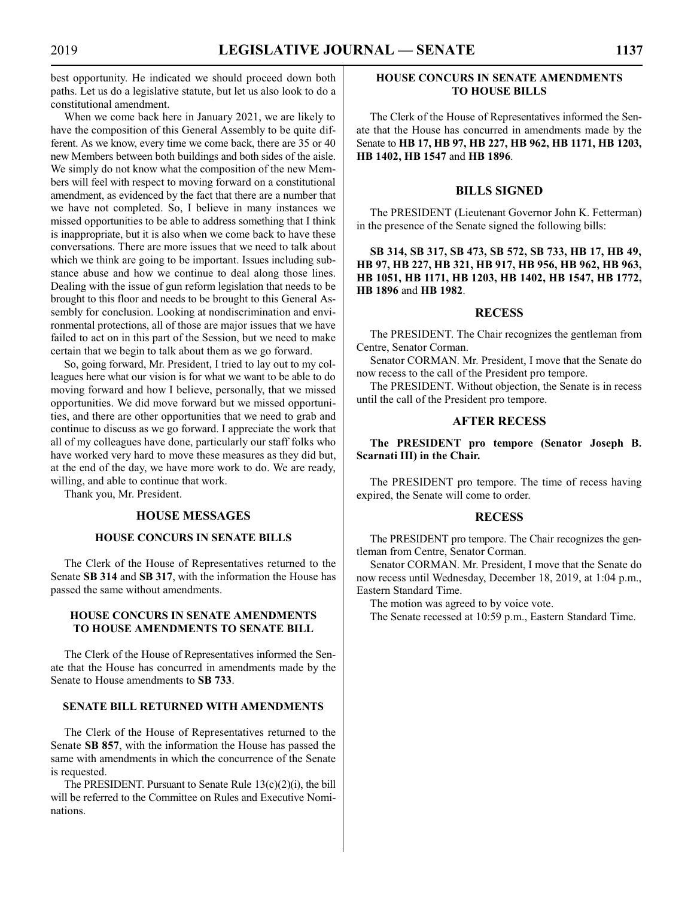best opportunity. He indicated we should proceed down both paths. Let us do a legislative statute, but let us also look to do a constitutional amendment.

When we come back here in January 2021, we are likely to have the composition of this General Assembly to be quite different. As we know, every time we come back, there are 35 or 40 new Members between both buildings and both sides of the aisle. We simply do not know what the composition of the new Members will feel with respect to moving forward on a constitutional amendment, as evidenced by the fact that there are a number that we have not completed. So, I believe in many instances we missed opportunities to be able to address something that I think is inappropriate, but it is also when we come back to have these conversations. There are more issues that we need to talk about which we think are going to be important. Issues including substance abuse and how we continue to deal along those lines. Dealing with the issue of gun reform legislation that needs to be brought to this floor and needs to be brought to this General Assembly for conclusion. Looking at nondiscrimination and environmental protections, all of those are major issues that we have failed to act on in this part of the Session, but we need to make certain that we begin to talk about them as we go forward.

So, going forward, Mr. President, I tried to lay out to my colleagues here what our vision is for what we want to be able to do moving forward and how I believe, personally, that we missed opportunities. We did move forward but we missed opportunities, and there are other opportunities that we need to grab and continue to discuss as we go forward. I appreciate the work that all of my colleagues have done, particularly our staff folks who have worked very hard to move these measures as they did but, at the end of the day, we have more work to do. We are ready, willing, and able to continue that work.

Thank you, Mr. President.

## HOUSE MESSAGES

### HOUSE CONCURS IN SENATE BILLS

The Clerk of the House of Representatives returned to the Senate **SB 314** and **SB 317**, with the information the House has passed the same without amendments.

### HOUSE CONCURS IN SENATE AMENDMENTS TO HOUSE AMENDMENTS TO SENATE BILL

The Clerk of the House of Representatives informed the Senate that the House has concurred in amendments made by the Senate to House amendments to **SB 733**.

### SENATE BILL RETURNED WITH AMENDMENTS

The Clerk of the House of Representatives returned to the Senate **SB 857**, with the information the House has passed the same with amendments in which the concurrence of the Senate is requested.

The PRESIDENT. Pursuant to Senate Rule 13(c)(2)(i), the bill will be referred to the Committee on Rules and Executive Nominations.

### HOUSE CONCURS IN SENATE AMENDMENTS TO HOUSE BILLS

The Clerk of the House of Representatives informed the Senate that the House has concurred in amendments made by the Senate to **HB 17, HB 97, HB 227, HB 962, HB 1171, HB 1203, HB 1402, HB 1547** and **HB 1896**.

## BILLS SIGNED

The PRESIDENT (Lieutenant Governor John K. Fetterman) in the presence of the Senate signed the following bills:

**SB 314, SB 317, SB 473, SB 572, SB 733, HB 17, HB 49, HB 97, HB 227, HB 321, HB 917, HB 956, HB 962, HB 963, HB 1051, HB 1171, HB 1203, HB 1402, HB 1547, HB 1772, HB 1896** and **HB 1982**.

## RECESS

The PRESIDENT. The Chair recognizes the gentleman from Centre, Senator Corman.

Senator CORMAN. Mr. President, I move that the Senate do now recess to the call of the President pro tempore.

The PRESIDENT. Without objection, the Senate is in recess until the call of the President pro tempore.

## AFTER RECESS

**The PRESIDENT pro tempore (Senator Joseph B. Scarnati III) in the Chair.**

The PRESIDENT pro tempore. The time of recess having expired, the Senate will come to order.

## RECESS

The PRESIDENT pro tempore. The Chair recognizes the gentleman from Centre, Senator Corman.

Senator CORMAN. Mr. President, I move that the Senate do now recess until Wednesday, December 18, 2019, at 1:04 p.m., Eastern Standard Time.

The motion was agreed to by voice vote.

The Senate recessed at 10:59 p.m., Eastern Standard Time.